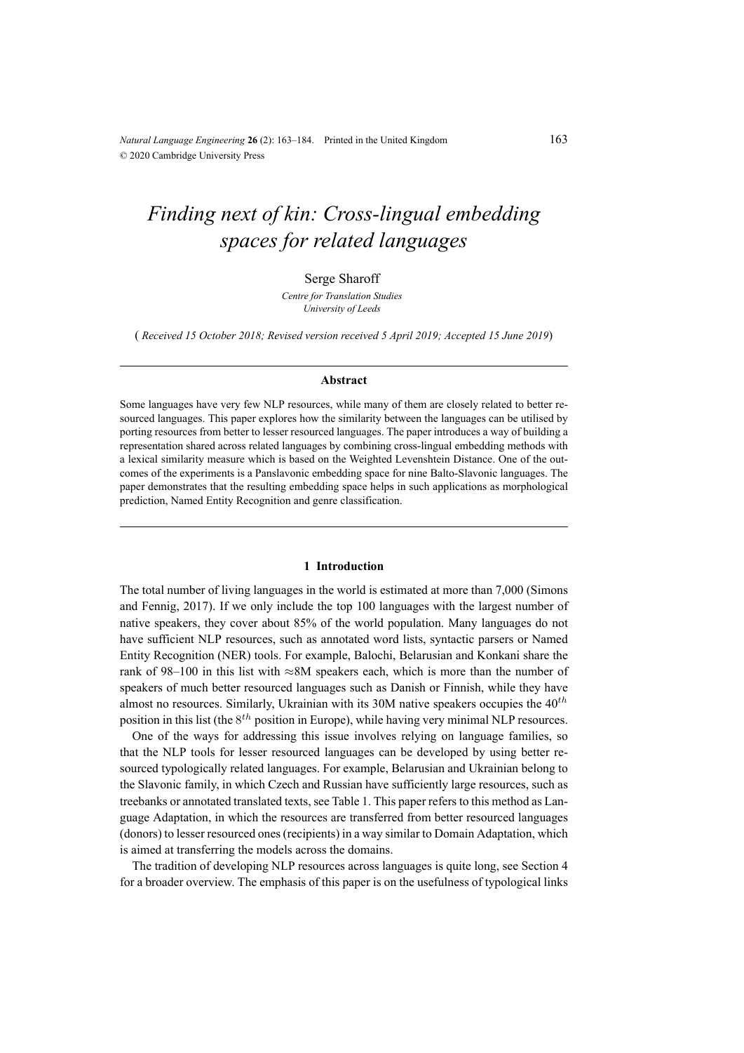# *Finding next of kin: Cross-lingual embedding spaces for related languages*

Serge Sharoff

*Centre for Translation Studies*
*University of Leeds*

( *Received 15 October 2018; Revised version received 5 April 2019; Accepted 15 June 2019*)

---

### Abstract

Some languages have very few NLP resources, while many of them are closely related to better resourced languages. This paper explores how the similarity between the languages can be utilised by porting resources from better to lesser resourced languages. The paper introduces a way of building a representation shared across related languages by combining cross-lingual embedding methods with a lexical similarity measure which is based on the Weighted Levenshtein Distance. One of the outcomes of the experiments is a Panslavonic embedding space for nine Balto-Slavonic languages. The paper demonstrates that the resulting embedding space helps in such applications as morphological prediction, Named Entity Recognition and genre classification.

---

## 1 Introduction

The total number of living languages in the world is estimated at more than 7,000 (Simons and Fennig, 2017). If we only include the top 100 languages with the largest number of native speakers, they cover about 85% of the world population. Many languages do not have sufficient NLP resources, such as annotated word lists, syntactic parsers or Named Entity Recognition (NER) tools. For example, Balochi, Belarusian and Konkani share the rank of 98–100 in this list with $\approx$8M speakers each, which is more than the number of speakers of much better resourced languages such as Danish or Finnish, while they have almost no resources. Similarly, Ukrainian with its 30M native speakers occupies the $40^{th}$ position in this list (the $8^{th}$ position in Europe), while having very minimal NLP resources.

One of the ways for addressing this issue involves relying on language families, so that the NLP tools for lesser resourced languages can be developed by using better resourced typologically related languages. For example, Belarusian and Ukrainian belong to the Slavonic family, in which Czech and Russian have sufficiently large resources, such as treebanks or annotated translated texts, see Table 1. This paper refers to this method as Language Adaptation, in which the resources are transferred from better resourced languages (donors) to lesser resourced ones (recipients) in a way similar to Domain Adaptation, which is aimed at transferring the models across the domains.

The tradition of developing NLP resources across languages is quite long, see Section 4 for a broader overview. The emphasis of this paper is on the usefulness of typological links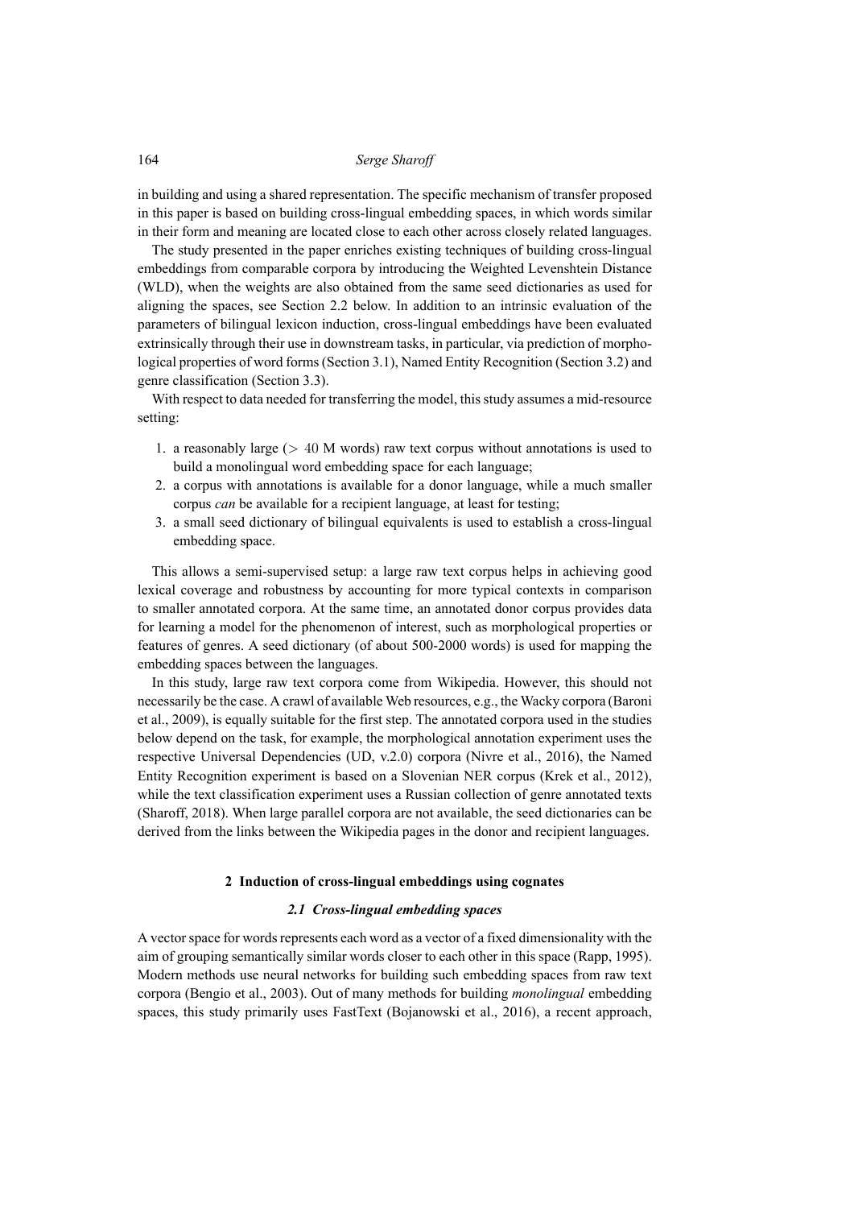in building and using a shared representation. The specific mechanism of transfer proposed in this paper is based on building cross-lingual embedding spaces, in which words similar in their form and meaning are located close to each other across closely related languages.

The study presented in the paper enriches existing techniques of building cross-lingual embeddings from comparable corpora by introducing the Weighted Levenshtein Distance (WLD), when the weights are also obtained from the same seed dictionaries as used for aligning the spaces, see Section 2.2 below. In addition to an intrinsic evaluation of the parameters of bilingual lexicon induction, cross-lingual embeddings have been evaluated extrinsically through their use in downstream tasks, in particular, via prediction of morphological properties of word forms (Section 3.1), Named Entity Recognition (Section 3.2) and genre classification (Section 3.3).

With respect to data needed for transferring the model, this study assumes a mid-resource setting:

1. a reasonably large ($> 40$ M words) raw text corpus without annotations is used to build a monolingual word embedding space for each language;
2. a corpus with annotations is available for a donor language, while a much smaller corpus *can* be available for a recipient language, at least for testing;
3. a small seed dictionary of bilingual equivalents is used to establish a cross-lingual embedding space.

This allows a semi-supervised setup: a large raw text corpus helps in achieving good lexical coverage and robustness by accounting for more typical contexts in comparison to smaller annotated corpora. At the same time, an annotated donor corpus provides data for learning a model for the phenomenon of interest, such as morphological properties or features of genres. A seed dictionary (of about 500-2000 words) is used for mapping the embedding spaces between the languages.

In this study, large raw text corpora come from Wikipedia. However, this should not necessarily be the case. A crawl of available Web resources, e.g., the Wacky corpora (Baroni et al., 2009), is equally suitable for the first step. The annotated corpora used in the studies below depend on the task, for example, the morphological annotation experiment uses the respective Universal Dependencies (UD, v.2.0) corpora (Nivre et al., 2016), the Named Entity Recognition experiment is based on a Slovenian NER corpus (Krek et al., 2012), while the text classification experiment uses a Russian collection of genre annotated texts (Sharoff, 2018). When large parallel corpora are not available, the seed dictionaries can be derived from the links between the Wikipedia pages in the donor and recipient languages.

## 2 Induction of cross-lingual embeddings using cognates

### 2.1 Cross-lingual embedding spaces

A vector space for words represents each word as a vector of a fixed dimensionality with the aim of grouping semantically similar words closer to each other in this space (Rapp, 1995). Modern methods use neural networks for building such embedding spaces from raw text corpora (Bengio et al., 2003). Out of many methods for building *monolingual* embedding spaces, this study primarily uses FastText (Bojanowski et al., 2016), a recent approach,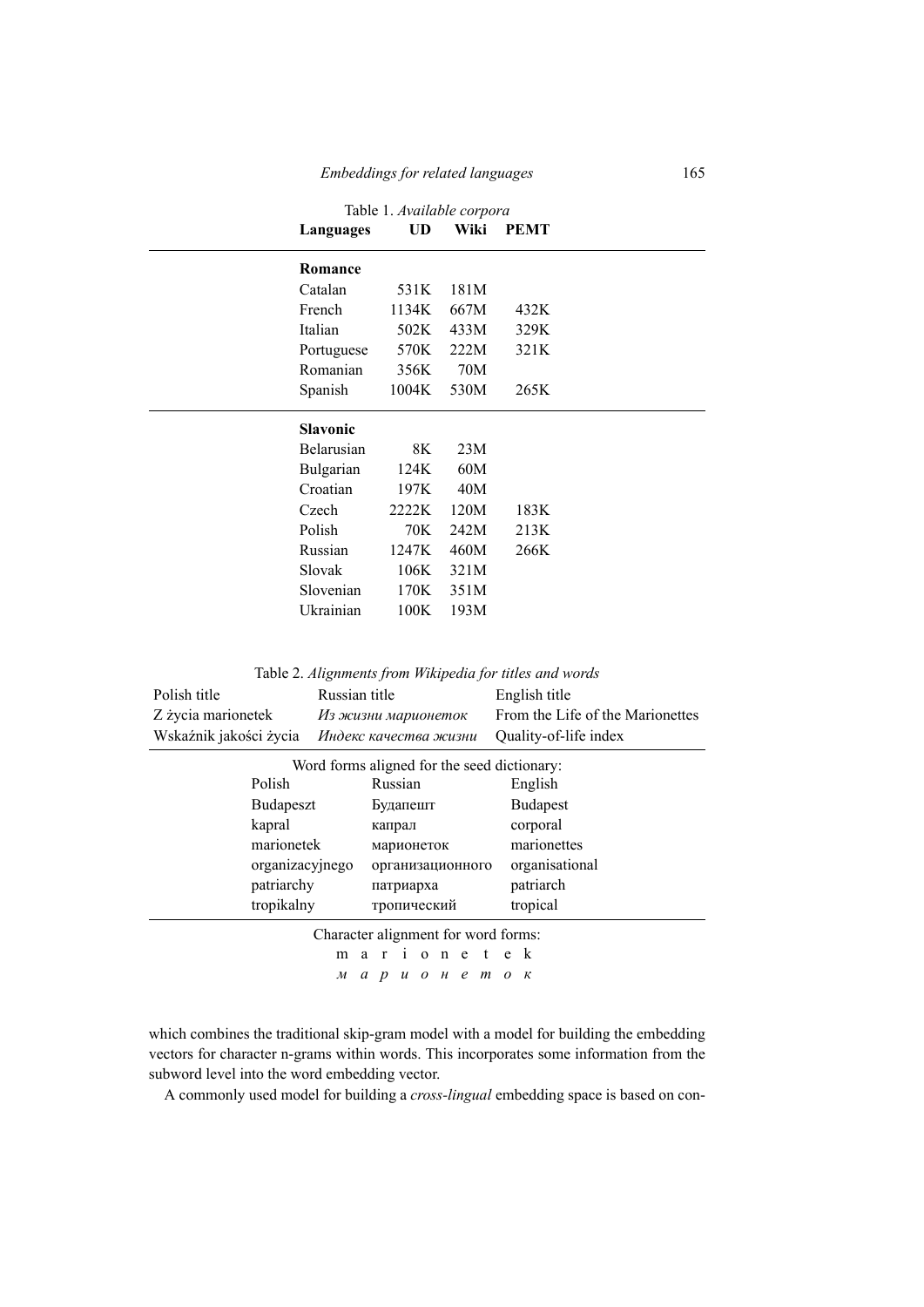Table 1. *Available corpora*

| **Languages** | **UD** | **Wiki** | **PEMT** |
|---|---|---|---|
| **Romance** | | | |
| Catalan | 531K | 181M | |
| French | 1134K | 667M | 432K |
| Italian | 502K | 433M | 329K |
| Portuguese | 570K | 222M | 321K |
| Romanian | 356K | 70M | |
| Spanish | 1004K | 530M | 265K |
| **Slavonic** | | | |
| Belarusian | 8K | 23M | |
| Bulgarian | 124K | 60M | |
| Croatian | 197K | 40M | |
| Czech | 2222K | 120M | 183K |
| Polish | 70K | 242M | 213K |
| Russian | 1247K | 460M | 266K |
| Slovak | 106K | 321M | |
| Slovenian | 170K | 351M | |
| Ukrainian | 100K | 193M | |

Table 2. *Alignments from Wikipedia for titles and words*

| Polish title | Russian title | English title |
|---|---|---|
| Z życia marionetek | *Из жизни марионеток* | From the Life of the Marionettes |
| Wskaźnik jakości życia | *Индекс качества жизни* | Quality-of-life index |

Word forms aligned for the seed dictionary:

| Polish | Russian | English |
|---|---|---|
| Budapeszt | Будапешт | Budapest |
| kapral | капрал | corporal |
| marionetek | марионеток | marionettes |
| organizacyjnego | организационного | organisational |
| patriarchy | патриарха | patriarch |
| tropikalny | тропический | tropical |

Character alignment for word forms:

m a r i o n e t e k

*м а р и о н е т о к*

which combines the traditional skip-gram model with a model for building the embedding vectors for character n-grams within words. This incorporates some information from the subword level into the word embedding vector.

A commonly used model for building a *cross-lingual* embedding space is based on con-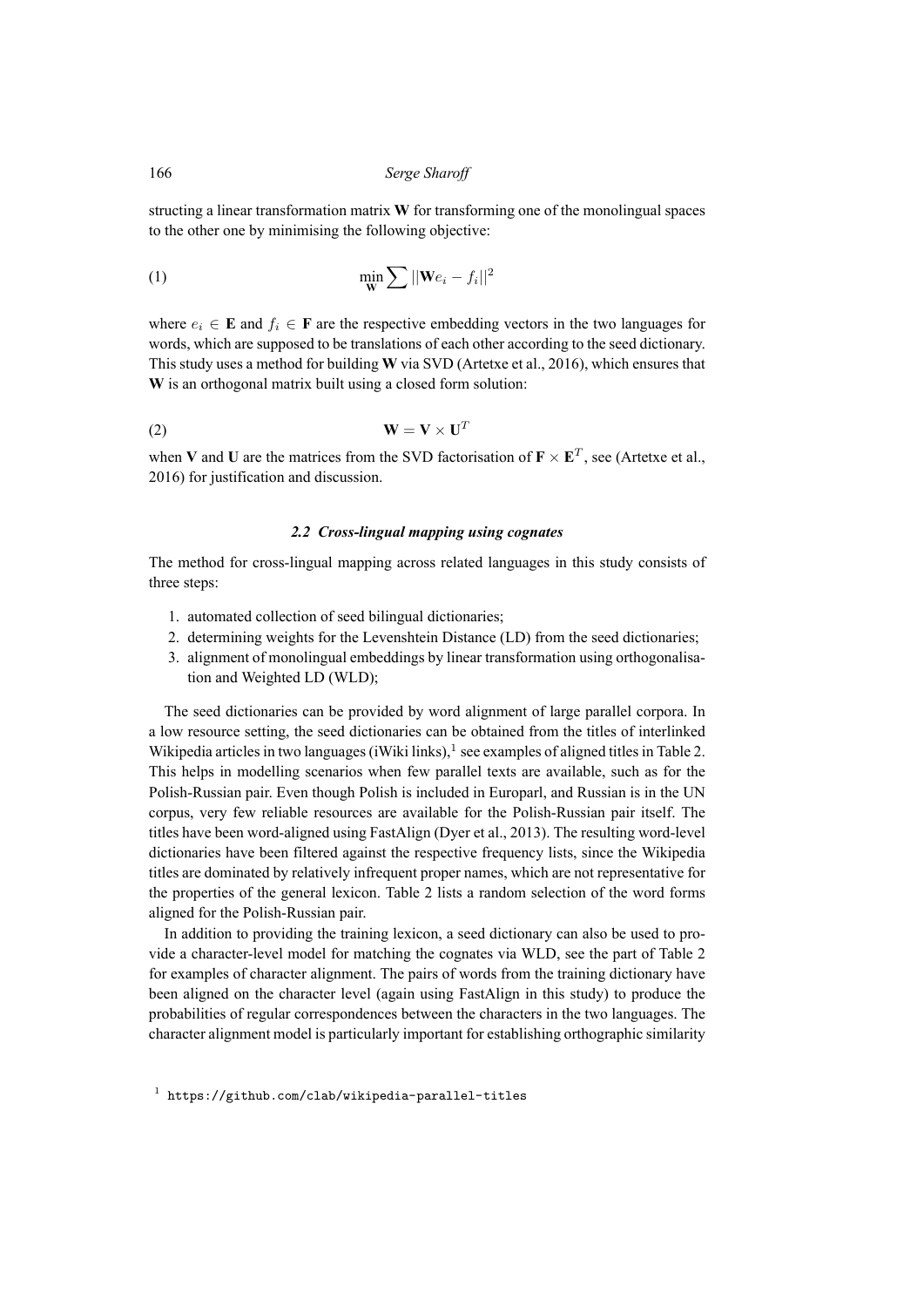structing a linear transformation matrix **W** for transforming one of the monolingual spaces to the other one by minimising the following objective:

$$\min_{\mathbf{W}} \sum ||\mathbf{W}e_i - f_i||^2 \tag{1}$$

where $e_i \in \mathbf{E}$ and $f_i \in \mathbf{F}$ are the respective embedding vectors in the two languages for words, which are supposed to be translations of each other according to the seed dictionary. This study uses a method for building **W** via SVD (Artetxe et al., 2016), which ensures that **W** is an orthogonal matrix built using a closed form solution:

$$\mathbf{W} = \mathbf{V} \times \mathbf{U}^T \tag{2}$$

when **V** and **U** are the matrices from the SVD factorisation of $\mathbf{F} \times \mathbf{E}^T$, see (Artetxe et al., 2016) for justification and discussion.

### *2.2 Cross-lingual mapping using cognates*

The method for cross-lingual mapping across related languages in this study consists of three steps:

1. automated collection of seed bilingual dictionaries;
2. determining weights for the Levenshtein Distance (LD) from the seed dictionaries;
3. alignment of monolingual embeddings by linear transformation using orthogonalisation and Weighted LD (WLD);

The seed dictionaries can be provided by word alignment of large parallel corpora. In a low resource setting, the seed dictionaries can be obtained from the titles of interlinked Wikipedia articles in two languages (iWiki links),[1] see examples of aligned titles in Table 2. This helps in modelling scenarios when few parallel texts are available, such as for the Polish-Russian pair. Even though Polish is included in Europarl, and Russian is in the UN corpus, very few reliable resources are available for the Polish-Russian pair itself. The titles have been word-aligned using FastAlign (Dyer et al., 2013). The resulting word-level dictionaries have been filtered against the respective frequency lists, since the Wikipedia titles are dominated by relatively infrequent proper names, which are not representative for the properties of the general lexicon. Table 2 lists a random selection of the word forms aligned for the Polish-Russian pair.

In addition to providing the training lexicon, a seed dictionary can also be used to provide a character-level model for matching the cognates via WLD, see the part of Table 2 for examples of character alignment. The pairs of words from the training dictionary have been aligned on the character level (again using FastAlign in this study) to produce the probabilities of regular correspondences between the characters in the two languages. The character alignment model is particularly important for establishing orthographic similarity

[1] `https://github.com/clab/wikipedia-parallel-titles`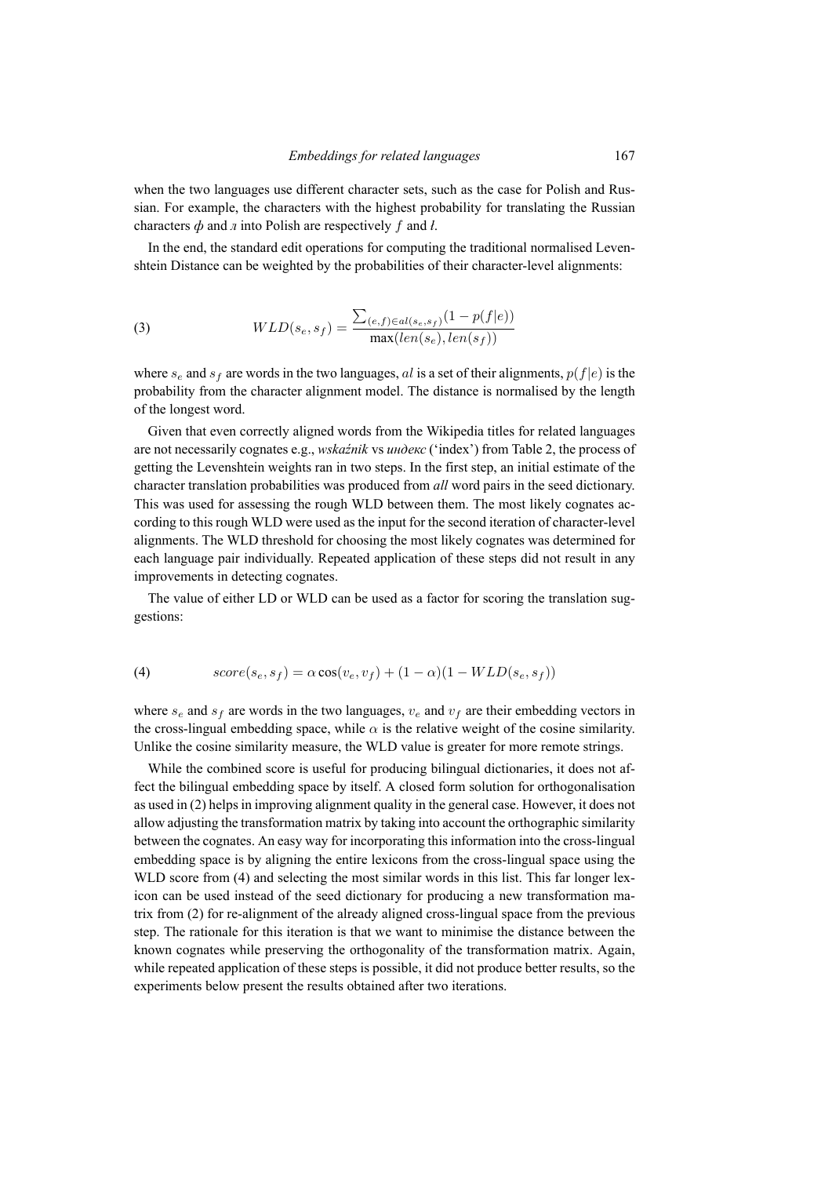when the two languages use different character sets, such as the case for Polish and Russian. For example, the characters with the highest probability for translating the Russian characters *ф* and *л* into Polish are respectively $f$ and *ł*.

In the end, the standard edit operations for computing the traditional normalised Levenshtein Distance can be weighted by the probabilities of their character-level alignments:

$$WLD(s_e, s_f) = \frac{\sum_{(e,f) \in al(s_e, s_f)} (1 - p(f|e))}{\max(len(s_e), len(s_f))} \tag{3}$$

where $s_e$ and $s_f$ are words in the two languages, $al$ is a set of their alignments, $p(f|e)$ is the probability from the character alignment model. The distance is normalised by the length of the longest word.

Given that even correctly aligned words from the Wikipedia titles for related languages are not necessarily cognates e.g., *wskaźnik* vs *индекс* ('index') from Table 2, the process of getting the Levenshtein weights ran in two steps. In the first step, an initial estimate of the character translation probabilities was produced from *all* word pairs in the seed dictionary. This was used for assessing the rough WLD between them. The most likely cognates according to this rough WLD were used as the input for the second iteration of character-level alignments. The WLD threshold for choosing the most likely cognates was determined for each language pair individually. Repeated application of these steps did not result in any improvements in detecting cognates.

The value of either LD or WLD can be used as a factor for scoring the translation suggestions:

$$score(s_e, s_f) = \alpha \cos(v_e, v_f) + (1 - \alpha)(1 - WLD(s_e, s_f)) \tag{4}$$

where $s_e$ and $s_f$ are words in the two languages, $v_e$ and $v_f$ are their embedding vectors in the cross-lingual embedding space, while $\alpha$ is the relative weight of the cosine similarity. Unlike the cosine similarity measure, the WLD value is greater for more remote strings.

While the combined score is useful for producing bilingual dictionaries, it does not affect the bilingual embedding space by itself. A closed form solution for orthogonalisation as used in (2) helps in improving alignment quality in the general case. However, it does not allow adjusting the transformation matrix by taking into account the orthographic similarity between the cognates. An easy way for incorporating this information into the cross-lingual embedding space is by aligning the entire lexicons from the cross-lingual space using the WLD score from (4) and selecting the most similar words in this list. This far longer lexicon can be used instead of the seed dictionary for producing a new transformation matrix from (2) for re-alignment of the already aligned cross-lingual space from the previous step. The rationale for this iteration is that we want to minimise the distance between the known cognates while preserving the orthogonality of the transformation matrix. Again, while repeated application of these steps is possible, it did not produce better results, so the experiments below present the results obtained after two iterations.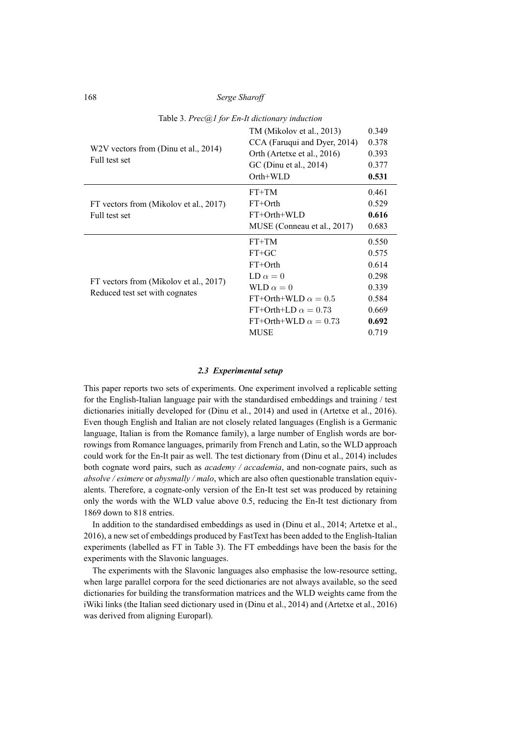Table 3. *Prec@1 for En-It dictionary induction*

| | | |
|---|---|---|
| W2V vectors from (Dinu et al., 2014) Full test set | TM (Mikolov et al., 2013) | 0.349 |
| | CCA (Faruqui and Dyer, 2014) | 0.378 |
| | Orth (Artetxe et al., 2016) | 0.393 |
| | GC (Dinu et al., 2014) | 0.377 |
| | Orth+WLD | **0.531** |
| FT vectors from (Mikolov et al., 2017) Full test set | FT+TM | 0.461 |
| | FT+Orth | 0.529 |
| | FT+Orth+WLD | **0.616** |
| | MUSE (Conneau et al., 2017) | 0.683 |
| FT vectors from (Mikolov et al., 2017) Reduced test set with cognates | FT+TM | 0.550 |
| | FT+GC | 0.575 |
| | FT+Orth | 0.614 |
| | LD $\alpha = 0$ | 0.298 |
| | WLD $\alpha = 0$ | 0.339 |
| | FT+Orth+WLD $\alpha = 0.5$ | 0.584 |
| | FT+Orth+LD $\alpha = 0.73$ | 0.669 |
| | FT+Orth+WLD $\alpha = 0.73$ | **0.692** |
| | MUSE | 0.719 |

### *2.3 Experimental setup*

This paper reports two sets of experiments. One experiment involved a replicable setting for the English-Italian language pair with the standardised embeddings and training / test dictionaries initially developed for (Dinu et al., 2014) and used in (Artetxe et al., 2016). Even though English and Italian are not closely related languages (English is a Germanic language, Italian is from the Romance family), a large number of English words are borrowings from Romance languages, primarily from French and Latin, so the WLD approach could work for the En-It pair as well. The test dictionary from (Dinu et al., 2014) includes both cognate word pairs, such as *academy / accademia*, and non-cognate pairs, such as *absolve / esimere* or *abysmally / malo*, which are also often questionable translation equivalents. Therefore, a cognate-only version of the En-It test set was produced by retaining only the words with the WLD value above 0.5, reducing the En-It test dictionary from 1869 down to 818 entries.

In addition to the standardised embeddings as used in (Dinu et al., 2014; Artetxe et al., 2016), a new set of embeddings produced by FastText has been added to the English-Italian experiments (labelled as FT in Table 3). The FT embeddings have been the basis for the experiments with the Slavonic languages.

The experiments with the Slavonic languages also emphasise the low-resource setting, when large parallel corpora for the seed dictionaries are not always available, so the seed dictionaries for building the transformation matrices and the WLD weights came from the iWiki links (the Italian seed dictionary used in (Dinu et al., 2014) and (Artetxe et al., 2016) was derived from aligning Europarl).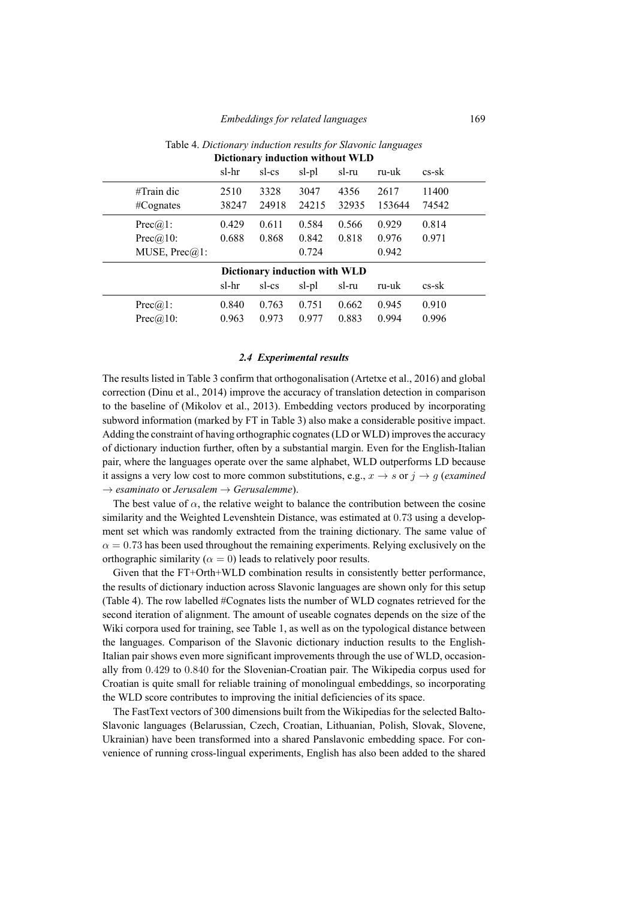Table 4. *Dictionary induction results for Slavonic languages*

**Dictionary induction without WLD**

| | sl-hr | sl-cs | sl-pl | sl-ru | ru-uk | cs-sk |
|---|---|---|---|---|---|---|
| #Train dic | 2510 | 3328 | 3047 | 4356 | 2617 | 11400 |
| #Cognates | 38247 | 24918 | 24215 | 32935 | 153644 | 74542 |
| Prec@1: | 0.429 | 0.611 | 0.584 | 0.566 | 0.929 | 0.814 |
| Prec@10: | 0.688 | 0.868 | 0.842 | 0.818 | 0.976 | 0.971 |
| MUSE, Prec@1: | | | 0.724 | | 0.942 | |

**Dictionary induction with WLD**

| | sl-hr | sl-cs | sl-pl | sl-ru | ru-uk | cs-sk |
|---|---|---|---|---|---|---|
| Prec@1: | 0.840 | 0.763 | 0.751 | 0.662 | 0.945 | 0.910 |
| Prec@10: | 0.963 | 0.973 | 0.977 | 0.883 | 0.994 | 0.996 |

### *2.4 Experimental results*

The results listed in Table 3 confirm that orthogonalisation (Artetxe et al., 2016) and global correction (Dinu et al., 2014) improve the accuracy of translation detection in comparison to the baseline of (Mikolov et al., 2013). Embedding vectors produced by incorporating subword information (marked by FT in Table 3) also make a considerable positive impact. Adding the constraint of having orthographic cognates (LD or WLD) improves the accuracy of dictionary induction further, often by a substantial margin. Even for the English-Italian pair, where the languages operate over the same alphabet, WLD outperforms LD because it assigns a very low cost to more common substitutions, e.g., $x \rightarrow s$ or $j \rightarrow g$ (*examined* $\rightarrow$ *esaminato* or *Jerusalem* $\rightarrow$ *Gerusalemme*).

The best value of $\alpha$, the relative weight to balance the contribution between the cosine similarity and the Weighted Levenshtein Distance, was estimated at $0.73$ using a development set which was randomly extracted from the training dictionary. The same value of $\alpha = 0.73$ has been used throughout the remaining experiments. Relying exclusively on the orthographic similarity ($\alpha = 0$) leads to relatively poor results.

Given that the FT+Orth+WLD combination results in consistently better performance, the results of dictionary induction across Slavonic languages are shown only for this setup (Table 4). The row labelled #Cognates lists the number of WLD cognates retrieved for the second iteration of alignment. The amount of useable cognates depends on the size of the Wiki corpora used for training, see Table 1, as well as on the typological distance between the languages. Comparison of the Slavonic dictionary induction results to the English-Italian pair shows even more significant improvements through the use of WLD, occasionally from $0.429$ to $0.840$ for the Slovenian-Croatian pair. The Wikipedia corpus used for Croatian is quite small for reliable training of monolingual embeddings, so incorporating the WLD score contributes to improving the initial deficiencies of its space.

The FastText vectors of 300 dimensions built from the Wikipedias for the selected Balto-Slavonic languages (Belarussian, Czech, Croatian, Lithuanian, Polish, Slovak, Slovene, Ukrainian) have been transformed into a shared Panslavonic embedding space. For convenience of running cross-lingual experiments, English has also been added to the shared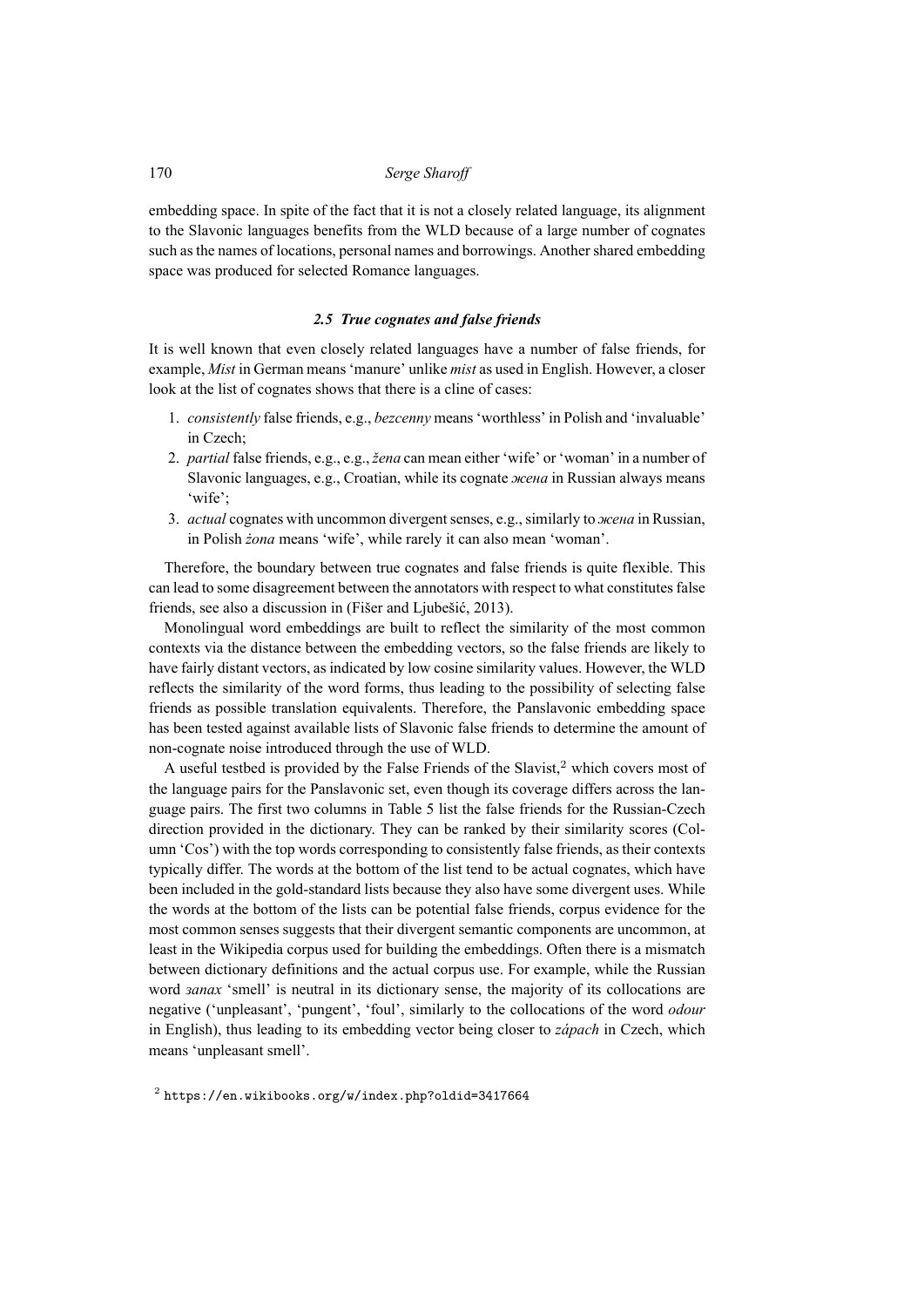embedding space. In spite of the fact that it is not a closely related language, its alignment to the Slavonic languages benefits from the WLD because of a large number of cognates such as the names of locations, personal names and borrowings. Another shared embedding space was produced for selected Romance languages.

### *2.5 True cognates and false friends*

It is well known that even closely related languages have a number of false friends, for example, *Mist* in German means 'manure' unlike *mist* as used in English. However, a closer look at the list of cognates shows that there is a cline of cases:

1. *consistently* false friends, e.g., *bezcenny* means 'worthless' in Polish and 'invaluable' in Czech;
2. *partial* false friends, e.g., e.g., *žena* can mean either 'wife' or 'woman' in a number of Slavonic languages, e.g., Croatian, while its cognate *жена* in Russian always means 'wife';
3. *actual* cognates with uncommon divergent senses, e.g., similarly to *жена* in Russian, in Polish *żona* means 'wife', while rarely it can also mean 'woman'.

Therefore, the boundary between true cognates and false friends is quite flexible. This can lead to some disagreement between the annotators with respect to what constitutes false friends, see also a discussion in (Fišer and Ljubešić, 2013).

Monolingual word embeddings are built to reflect the similarity of the most common contexts via the distance between the embedding vectors, so the false friends are likely to have fairly distant vectors, as indicated by low cosine similarity values. However, the WLD reflects the similarity of the word forms, thus leading to the possibility of selecting false friends as possible translation equivalents. Therefore, the Panslavonic embedding space has been tested against available lists of Slavonic false friends to determine the amount of non-cognate noise introduced through the use of WLD.

A useful testbed is provided by the False Friends of the Slavist,[2] which covers most of the language pairs for the Panslavonic set, even though its coverage differs across the language pairs. The first two columns in Table 5 list the false friends for the Russian-Czech direction provided in the dictionary. They can be ranked by their similarity scores (Column 'Cos') with the top words corresponding to consistently false friends, as their contexts typically differ. The words at the bottom of the list tend to be actual cognates, which have been included in the gold-standard lists because they also have some divergent uses. While the words at the bottom of the lists can be potential false friends, corpus evidence for the most common senses suggests that their divergent semantic components are uncommon, at least in the Wikipedia corpus used for building the embeddings. Often there is a mismatch between dictionary definitions and the actual corpus use. For example, while the Russian word *запах* 'smell' is neutral in its dictionary sense, the majority of its collocations are negative ('unpleasant', 'pungent', 'foul', similarly to the collocations of the word *odour* in English), thus leading to its embedding vector being closer to *zápach* in Czech, which means 'unpleasant smell'.

[2] https://en.wikibooks.org/w/index.php?oldid=3417664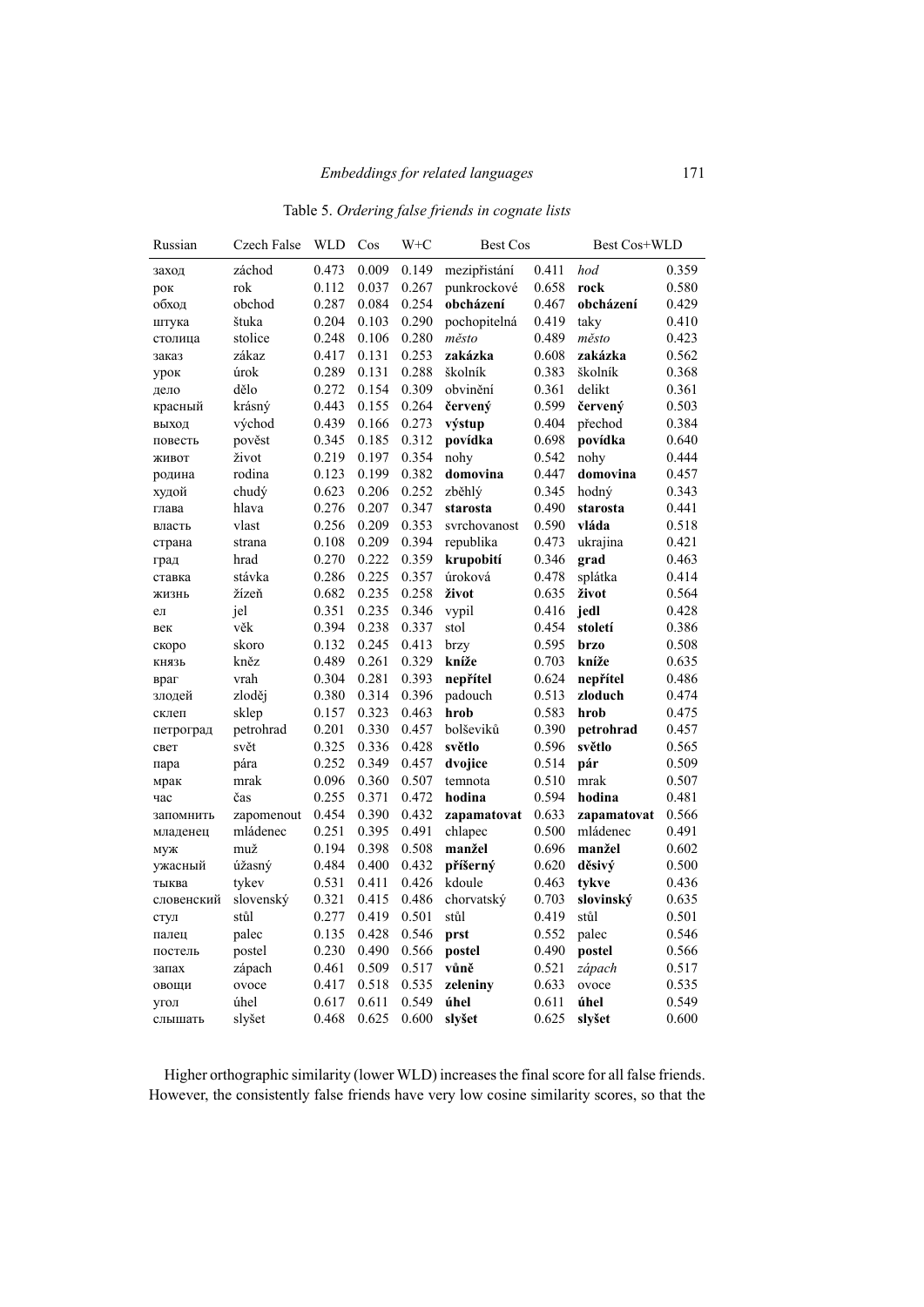Table 5. *Ordering false friends in cognate lists*

| Russian | Czech False | WLD | Cos | W+C | Best Cos | | Best Cos+WLD | |
|---|---|---|---|---|---|---|---|---|
| заход | záchod | 0.473 | 0.009 | 0.149 | mezipřistání | 0.411 | *hod* | 0.359 |
| рок | rok | 0.112 | 0.037 | 0.267 | punkrockové | 0.658 | **rock** | 0.580 |
| обход | obchod | 0.287 | 0.084 | 0.254 | **obcházení** | 0.467 | **obcházení** | 0.429 |
| штука | štuka | 0.204 | 0.103 | 0.290 | pochopitelná | 0.419 | taky | 0.410 |
| столица | stolice | 0.248 | 0.106 | 0.280 | *město* | 0.489 | *město* | 0.423 |
| заказ | zákaz | 0.417 | 0.131 | 0.253 | **zakázka** | 0.608 | **zakázka** | 0.562 |
| урок | úrok | 0.289 | 0.131 | 0.288 | školník | 0.383 | školník | 0.368 |
| дело | dělo | 0.272 | 0.154 | 0.309 | obvinění | 0.361 | delikt | 0.361 |
| красный | krásný | 0.443 | 0.155 | 0.264 | **červený** | 0.599 | **červený** | 0.503 |
| выход | východ | 0.439 | 0.166 | 0.273 | **výstup** | 0.404 | přechod | 0.384 |
| повесть | pověst | 0.345 | 0.185 | 0.312 | **povídka** | 0.698 | **povídka** | 0.640 |
| живот | život | 0.219 | 0.197 | 0.354 | nohy | 0.542 | nohy | 0.444 |
| родина | rodina | 0.123 | 0.199 | 0.382 | **domovina** | 0.447 | **domovina** | 0.457 |
| худой | chudý | 0.623 | 0.206 | 0.252 | zběhlý | 0.345 | hodný | 0.343 |
| глава | hlava | 0.276 | 0.207 | 0.347 | **starosta** | 0.490 | **starosta** | 0.441 |
| власть | vlast | 0.256 | 0.209 | 0.353 | svrchovanost | 0.590 | **vláda** | 0.518 |
| страна | strana | 0.108 | 0.209 | 0.394 | republika | 0.473 | ukrajina | 0.421 |
| град | hrad | 0.270 | 0.222 | 0.359 | **krupobití** | 0.346 | **grad** | 0.463 |
| ставка | stávka | 0.286 | 0.225 | 0.357 | úroková | 0.478 | splátka | 0.414 |
| жизнь | žízeň | 0.682 | 0.235 | 0.258 | **život** | 0.635 | **život** | 0.564 |
| ел | jel | 0.351 | 0.235 | 0.346 | vypil | 0.416 | **jedl** | 0.428 |
| век | věk | 0.394 | 0.238 | 0.337 | stol | 0.454 | **století** | 0.386 |
| скоро | skoro | 0.132 | 0.245 | 0.413 | brzy | 0.595 | **brzo** | 0.508 |
| князь | kněz | 0.489 | 0.261 | 0.329 | **kníže** | 0.703 | **kníže** | 0.635 |
| враг | vrah | 0.304 | 0.281 | 0.393 | **nepřítel** | 0.624 | **nepřítel** | 0.486 |
| злодей | zloděj | 0.380 | 0.314 | 0.396 | padouch | 0.513 | **zloduch** | 0.474 |
| склеп | sklep | 0.157 | 0.323 | 0.463 | **hrob** | 0.583 | **hrob** | 0.475 |
| петроград | petrohrad | 0.201 | 0.330 | 0.457 | bolševiků | 0.390 | **petrohrad** | 0.457 |
| свет | svět | 0.325 | 0.336 | 0.428 | **světlo** | 0.596 | **světlo** | 0.565 |
| пара | pára | 0.252 | 0.349 | 0.457 | **dvojice** | 0.514 | **pár** | 0.509 |
| мрак | mrak | 0.096 | 0.360 | 0.507 | temnota | 0.510 | mrak | 0.507 |
| час | čas | 0.255 | 0.371 | 0.472 | **hodina** | 0.594 | **hodina** | 0.481 |
| запомнить | zapomenout | 0.454 | 0.390 | 0.432 | **zapamatovat** | 0.633 | **zapamatovat** | 0.566 |
| младенец | mládenec | 0.251 | 0.395 | 0.491 | chlapec | 0.500 | mládenec | 0.491 |
| муж | muž | 0.194 | 0.398 | 0.508 | **manžel** | 0.696 | **manžel** | 0.602 |
| ужасный | úžasný | 0.484 | 0.400 | 0.432 | **příšerný** | 0.620 | **děsivý** | 0.500 |
| тыква | tykev | 0.531 | 0.411 | 0.426 | kdoule | 0.463 | **tykve** | 0.436 |
| словенский | slovenský | 0.321 | 0.415 | 0.486 | chorvatský | 0.703 | **slovinský** | 0.635 |
| стул | stůl | 0.277 | 0.419 | 0.501 | stůl | 0.419 | stůl | 0.501 |
| палец | palec | 0.135 | 0.428 | 0.546 | **prst** | 0.552 | palec | 0.546 |
| постель | postel | 0.230 | 0.490 | 0.566 | **postel** | 0.490 | **postel** | 0.566 |
| запах | zápach | 0.461 | 0.509 | 0.517 | **vůně** | 0.521 | *zápach* | 0.517 |
| овощи | ovoce | 0.417 | 0.518 | 0.535 | **zeleniny** | 0.633 | ovoce | 0.535 |
| угол | úhel | 0.617 | 0.611 | 0.549 | **úhel** | 0.611 | **úhel** | 0.549 |
| слышать | slyšet | 0.468 | 0.625 | 0.600 | **slyšet** | 0.625 | **slyšet** | 0.600 |

Higher orthographic similarity (lower WLD) increases the final score for all false friends. However, the consistently false friends have very low cosine similarity scores, so that the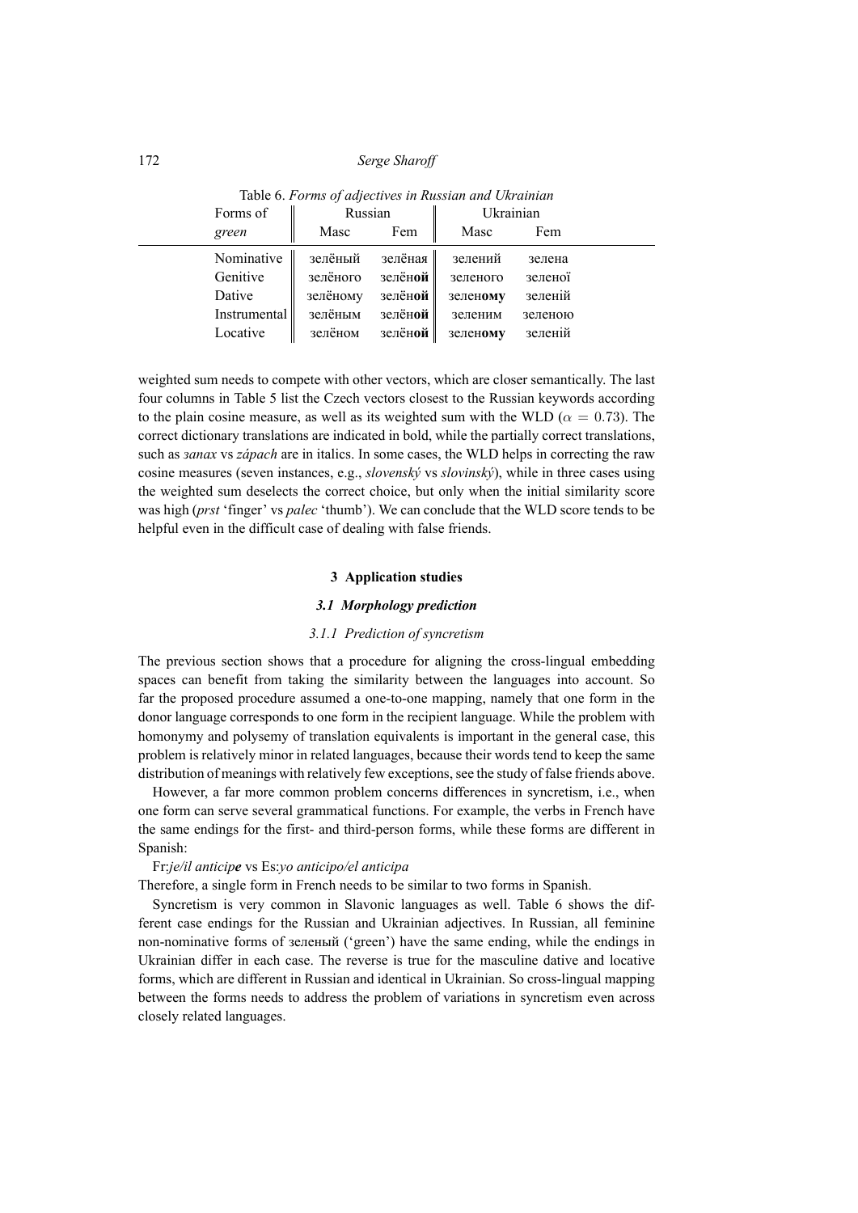Table 6. *Forms of adjectives in Russian and Ukrainian*

| Forms of *green* | Russian Masc | Russian Fem | Ukrainian Masc | Ukrainian Fem |
|---|---|---|---|---|
| Nominative | зелёный | зелёная | зелений | зелена |
| Genitive | зелёного | зелён**ой** | зеленого | зеленої |
| Dative | зелёному | зелён**ой** | зелен**ому** | зеленій |
| Instrumental | зелёным | зелён**ой** | зеленим | зеленою |
| Locative | зелёном | зелён**ой** | зелен**ому** | зеленій |

weighted sum needs to compete with other vectors, which are closer semantically. The last four columns in Table 5 list the Czech vectors closest to the Russian keywords according to the plain cosine measure, as well as its weighted sum with the WLD ($\alpha = 0.73$). The correct dictionary translations are indicated in bold, while the partially correct translations, such as *запах* vs *zápach* are in italics. In some cases, the WLD helps in correcting the raw cosine measures (seven instances, e.g., *slovenský* vs *slovinský*), while in three cases using the weighted sum deselects the correct choice, but only when the initial similarity score was high (*prst* 'finger' vs *palec* 'thumb'). We can conclude that the WLD score tends to be helpful even in the difficult case of dealing with false friends.

## 3 Application studies

### *3.1 Morphology prediction*

#### *3.1.1 Prediction of syncretism*

The previous section shows that a procedure for aligning the cross-lingual embedding spaces can benefit from taking the similarity between the languages into account. So far the proposed procedure assumed a one-to-one mapping, namely that one form in the donor language corresponds to one form in the recipient language. While the problem with homonymy and polysemy of translation equivalents is important in the general case, this problem is relatively minor in related languages, because their words tend to keep the same distribution of meanings with relatively few exceptions, see the study of false friends above.

However, a far more common problem concerns differences in syncretism, i.e., when one form can serve several grammatical functions. For example, the verbs in French have the same endings for the first- and third-person forms, while these forms are different in Spanish:

Fr:*je/il anticip**e*** vs Es:*yo anticipo/el anticipa*

Therefore, a single form in French needs to be similar to two forms in Spanish.

Syncretism is very common in Slavonic languages as well. Table 6 shows the different case endings for the Russian and Ukrainian adjectives. In Russian, all feminine non-nominative forms of зеленый ('green') have the same ending, while the endings in Ukrainian differ in each case. The reverse is true for the masculine dative and locative forms, which are different in Russian and identical in Ukrainian. So cross-lingual mapping between the forms needs to address the problem of variations in syncretism even across closely related languages.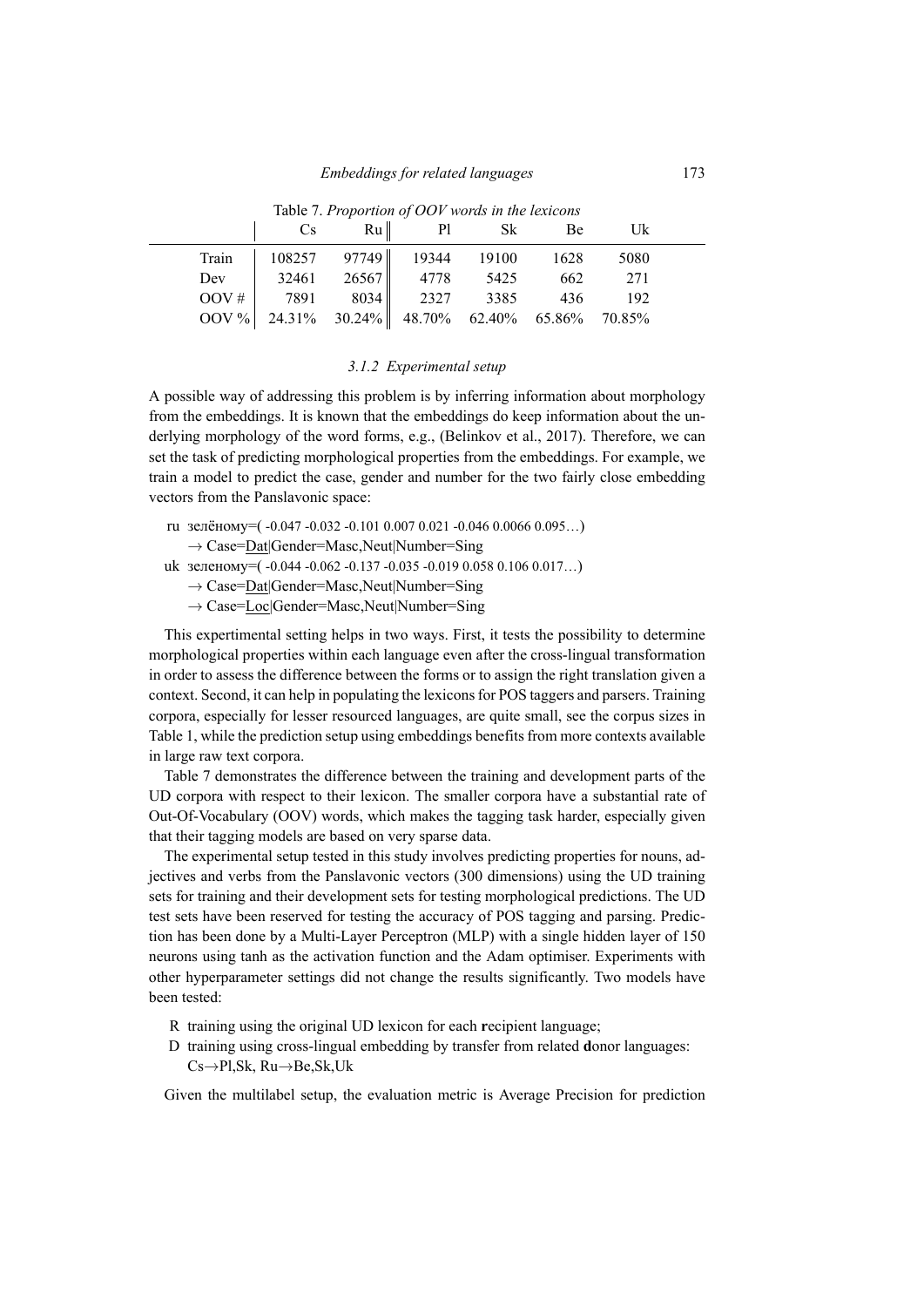Table 7. *Proportion of OOV words in the lexicons*

| | Cs | Ru | Pl | Sk | Be | Uk |
|---|---|---|---|---|---|---|
| Train | 108257 | 97749 | 19344 | 19100 | 1628 | 5080 |
| Dev | 32461 | 26567 | 4778 | 5425 | 662 | 271 |
| OOV # | 7891 | 8034 | 2327 | 3385 | 436 | 192 |
| OOV % | 24.31% | 30.24% | 48.70% | 62.40% | 65.86% | 70.85% |

### *3.1.2 Experimental setup*

A possible way of addressing this problem is by inferring information about morphology from the embeddings. It is known that the embeddings do keep information about the underlying morphology of the word forms, e.g., (Belinkov et al., 2017). Therefore, we can set the task of predicting morphological properties from the embeddings. For example, we train a model to predict the case, gender and number for the two fairly close embedding vectors from the Panslavonic space:

ru зелёному=( -0.047 -0.032 -0.101 0.007 0.021 -0.046 0.0066 0.095…)
→ Case=<u>Dat</u>|Gender=Masc,Neut|Number=Sing

uk зеленому=( -0.044 -0.062 -0.137 -0.035 -0.019 0.058 0.106 0.017…)
→ Case=<u>Dat</u>|Gender=Masc,Neut|Number=Sing
→ Case=<u>Loc</u>|Gender=Masc,Neut|Number=Sing

This experimental setting helps in two ways. First, it tests the possibility to determine morphological properties within each language even after the cross-lingual transformation in order to assess the difference between the forms or to assign the right translation given a context. Second, it can help in populating the lexicons for POS taggers and parsers. Training corpora, especially for lesser resourced languages, are quite small, see the corpus sizes in Table 1, while the prediction setup using embeddings benefits from more contexts available in large raw text corpora.

Table 7 demonstrates the difference between the training and development parts of the UD corpora with respect to their lexicon. The smaller corpora have a substantial rate of Out-Of-Vocabulary (OOV) words, which makes the tagging task harder, especially given that their tagging models are based on very sparse data.

The experimental setup tested in this study involves predicting properties for nouns, adjectives and verbs from the Panslavonic vectors (300 dimensions) using the UD training sets for training and their development sets for testing morphological predictions. The UD test sets have been reserved for testing the accuracy of POS tagging and parsing. Prediction has been done by a Multi-Layer Perceptron (MLP) with a single hidden layer of 150 neurons using tanh as the activation function and the Adam optimiser. Experiments with other hyperparameter settings did not change the results significantly. Two models have been tested:

- R training using the original UD lexicon for each **r**ecipient language;
- D training using cross-lingual embedding by transfer from related **d**onor languages: Cs→Pl,Sk, Ru→Be,Sk,Uk

Given the multilabel setup, the evaluation metric is Average Precision for prediction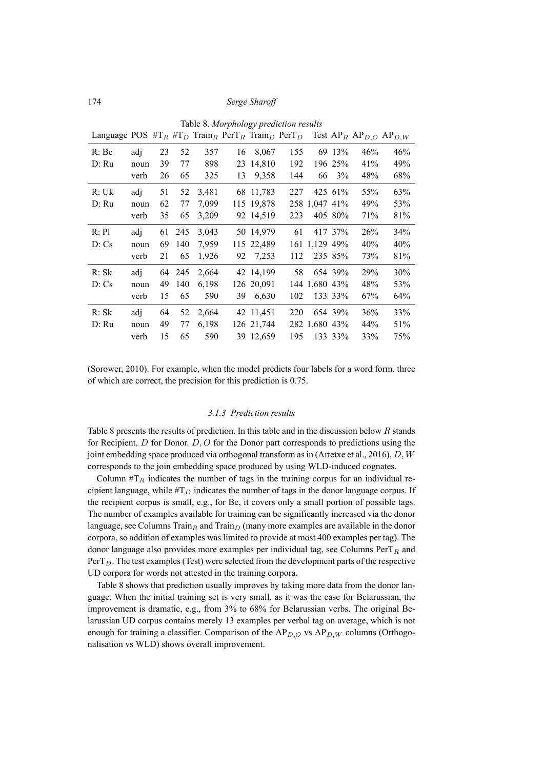Table 8. *Morphology prediction results*

| Language | POS | $\#T_R$ | $\#T_D$ | $Train_R$ | $PerT_R$ | $Train_D$ | $PerT_D$ | Test | $AP_R$ | $AP_{D,O}$ | $AP_{D,W}$ |
|---|---|---|---|---|---|---|---|---|---|---|---|
| R: Be | adj | 23 | 52 | 357 | 16 | 8,067 | 155 | 69 | 13% | 46% | 46% |
| D: Ru | noun | 39 | 77 | 898 | 23 | 14,810 | 192 | 196 | 25% | 41% | 49% |
| | verb | 26 | 65 | 325 | 13 | 9,358 | 144 | 66 | 3% | 48% | 68% |
| R: Uk | adj | 51 | 52 | 3,481 | 68 | 11,783 | 227 | 425 | 61% | 55% | 63% |
| D: Ru | noun | 62 | 77 | 7,099 | 115 | 19,878 | 258 | 1,047 | 41% | 49% | 53% |
| | verb | 35 | 65 | 3,209 | 92 | 14,519 | 223 | 405 | 80% | 71% | 81% |
| R: Pl | adj | 61 | 245 | 3,043 | 50 | 14,979 | 61 | 417 | 37% | 26% | 34% |
| D: Cs | noun | 69 | 140 | 7,959 | 115 | 22,489 | 161 | 1,129 | 49% | 40% | 40% |
| | verb | 21 | 65 | 1,926 | 92 | 7,253 | 112 | 235 | 85% | 73% | 81% |
| R: Sk | adj | 64 | 245 | 2,664 | 42 | 14,199 | 58 | 654 | 39% | 29% | 30% |
| D: Cs | noun | 49 | 140 | 6,198 | 126 | 20,091 | 144 | 1,680 | 43% | 48% | 53% |
| | verb | 15 | 65 | 590 | 39 | 6,630 | 102 | 133 | 33% | 67% | 64% |
| R: Sk | adj | 64 | 52 | 2,664 | 42 | 11,451 | 220 | 654 | 39% | 36% | 33% |
| D: Ru | noun | 49 | 77 | 6,198 | 126 | 21,744 | 282 | 1,680 | 43% | 44% | 51% |
| | verb | 15 | 65 | 590 | 39 | 12,659 | 195 | 133 | 33% | 33% | 75% |

(Sorower, 2010). For example, when the model predicts four labels for a word form, three of which are correct, the precision for this prediction is 0.75.

### 3.1.3 Prediction results

Table 8 presents the results of prediction. In this table and in the discussion below $R$ stands for Recipient, $D$ for Donor. $D, O$ for the Donor part corresponds to predictions using the joint embedding space produced via orthogonal transform as in (Artetxe et al., 2016), $D, W$ corresponds to the join embedding space produced by using WLD-induced cognates.

Column $\#T_R$ indicates the number of tags in the training corpus for an individual recipient language, while $\#T_D$ indicates the number of tags in the donor language corpus. If the recipient corpus is small, e.g., for Be, it covers only a small portion of possible tags. The number of examples available for training can be significantly increased via the donor language, see Columns $Train_R$ and $Train_D$ (many more examples are available in the donor corpora, so addition of examples was limited to provide at most 400 examples per tag). The donor language also provides more examples per individual tag, see Columns $PerT_R$ and $PerT_D$. The test examples (Test) were selected from the development parts of the respective UD corpora for words not attested in the training corpora.

Table 8 shows that prediction usually improves by taking more data from the donor language. When the initial training set is very small, as it was the case for Belarussian, the improvement is dramatic, e.g., from 3% to 68% for Belarussian verbs. The original Belarussian UD corpus contains merely 13 examples per verbal tag on average, which is not enough for training a classifier. Comparison of the $AP_{D,O}$ vs $AP_{D,W}$ columns (Orthogonalisation vs WLD) shows overall improvement.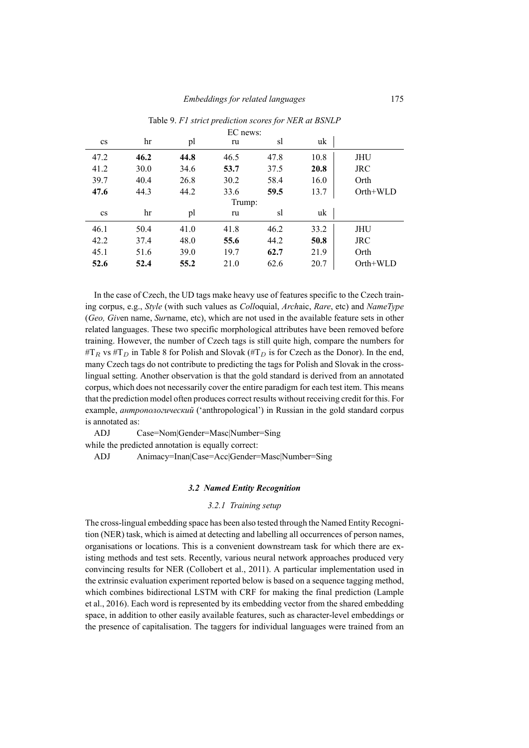Table 9. *F1 strict prediction scores for NER at BSNLP*

| EC news: | | | | | | |
|---|---|---|---|---|---|---|
| cs | hr | pl | ru | sl | uk | |
| 47.2 | **46.2** | **44.8** | 46.5 | 47.8 | 10.8 | JHU |
| 41.2 | 30.0 | 34.6 | **53.7** | 37.5 | **20.8** | JRC |
| 39.7 | 40.4 | 26.8 | 30.2 | 58.4 | 16.0 | Orth |
| **47.6** | 44.3 | 44.2 | 33.6 | **59.5** | 13.7 | Orth+WLD |
| Trump: | | | | | | |
| cs | hr | pl | ru | sl | uk | |
| 46.1 | 50.4 | 41.0 | 41.8 | 46.2 | 33.2 | JHU |
| 42.2 | 37.4 | 48.0 | **55.6** | 44.2 | **50.8** | JRC |
| 45.1 | 51.6 | 39.0 | 19.7 | **62.7** | 21.9 | Orth |
| **52.6** | **52.4** | **55.2** | 21.0 | 62.6 | 20.7 | Orth+WLD |

In the case of Czech, the UD tags make heavy use of features specific to the Czech training corpus, e.g., *Style* (with such values as *Coll*oquial, *Arch*aic, *Rare*, etc) and *NameType* (*Geo, Giv*en name, *Sur*name, etc), which are not used in the available feature sets in other related languages. These two specific morphological attributes have been removed before training. However, the number of Czech tags is still quite high, compare the numbers for #$T_R$ vs #$T_D$ in Table 8 for Polish and Slovak (#$T_D$ is for Czech as the Donor). In the end, many Czech tags do not contribute to predicting the tags for Polish and Slovak in the cross-lingual setting. Another observation is that the gold standard is derived from an annotated corpus, which does not necessarily cover the entire paradigm for each test item. This means that the prediction model often produces correct results without receiving credit for this. For example, *антропологический* ('anthropological') in Russian in the gold standard corpus is annotated as:

ADJ Case=Nom|Gender=Masc|Number=Sing

while the predicted annotation is equally correct:

ADJ Animacy=Inan|Case=Acc|Gender=Masc|Number=Sing

### *3.2 Named Entity Recognition*

#### *3.2.1 Training setup*

The cross-lingual embedding space has been also tested through the Named Entity Recognition (NER) task, which is aimed at detecting and labelling all occurrences of person names, organisations or locations. This is a convenient downstream task for which there are existing methods and test sets. Recently, various neural network approaches produced very convincing results for NER (Collobert et al., 2011). A particular implementation used in the extrinsic evaluation experiment reported below is based on a sequence tagging method, which combines bidirectional LSTM with CRF for making the final prediction (Lample et al., 2016). Each word is represented by its embedding vector from the shared embedding space, in addition to other easily available features, such as character-level embeddings or the presence of capitalisation. The taggers for individual languages were trained from an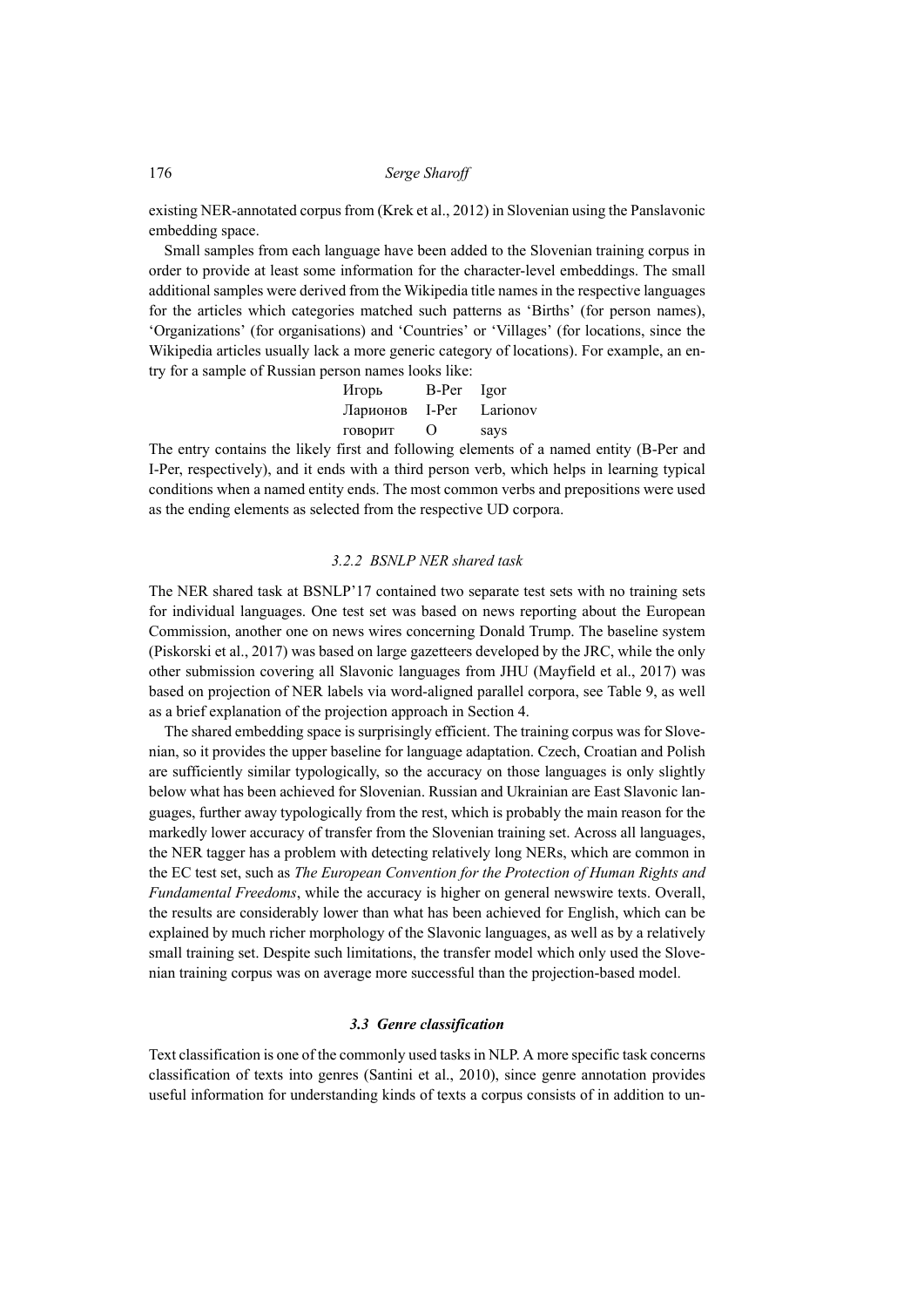existing NER-annotated corpus from (Krek et al., 2012) in Slovenian using the Panslavonic embedding space.

Small samples from each language have been added to the Slovenian training corpus in order to provide at least some information for the character-level embeddings. The small additional samples were derived from the Wikipedia title names in the respective languages for the articles which categories matched such patterns as 'Births' (for person names), 'Organizations' (for organisations) and 'Countries' or 'Villages' (for locations, since the Wikipedia articles usually lack a more generic category of locations). For example, an entry for a sample of Russian person names looks like:

| | | |
|---|---|---|
| Игорь | B-Per | Igor |
| Ларионов | I-Per | Larionov |
| говорит | O | says |

The entry contains the likely first and following elements of a named entity (B-Per and I-Per, respectively), and it ends with a third person verb, which helps in learning typical conditions when a named entity ends. The most common verbs and prepositions were used as the ending elements as selected from the respective UD corpora.

#### 3.2.2 BSNLP NER shared task

The NER shared task at BSNLP'17 contained two separate test sets with no training sets for individual languages. One test set was based on news reporting about the European Commission, another one on news wires concerning Donald Trump. The baseline system (Piskorski et al., 2017) was based on large gazetteers developed by the JRC, while the only other submission covering all Slavonic languages from JHU (Mayfield et al., 2017) was based on projection of NER labels via word-aligned parallel corpora, see Table 9, as well as a brief explanation of the projection approach in Section 4.

The shared embedding space is surprisingly efficient. The training corpus was for Slovenian, so it provides the upper baseline for language adaptation. Czech, Croatian and Polish are sufficiently similar typologically, so the accuracy on those languages is only slightly below what has been achieved for Slovenian. Russian and Ukrainian are East Slavonic languages, further away typologically from the rest, which is probably the main reason for the markedly lower accuracy of transfer from the Slovenian training set. Across all languages, the NER tagger has a problem with detecting relatively long NERs, which are common in the EC test set, such as *The European Convention for the Protection of Human Rights and Fundamental Freedoms*, while the accuracy is higher on general newswire texts. Overall, the results are considerably lower than what has been achieved for English, which can be explained by much richer morphology of the Slavonic languages, as well as by a relatively small training set. Despite such limitations, the transfer model which only used the Slovenian training corpus was on average more successful than the projection-based model.

### 3.3 Genre classification

Text classification is one of the commonly used tasks in NLP. A more specific task concerns classification of texts into genres (Santini et al., 2010), since genre annotation provides useful information for understanding kinds of texts a corpus consists of in addition to un-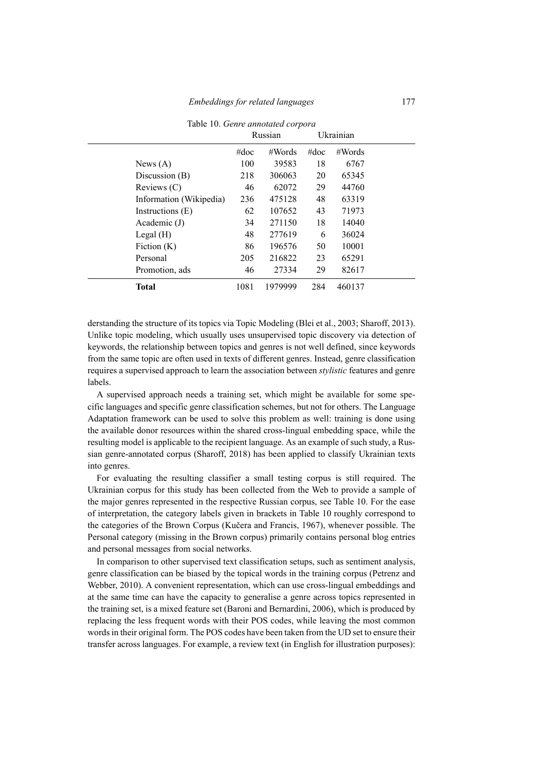Table 10. *Genre annotated corpora*

| | Russian | | Ukrainian | |
|---|---|---|---|---|
| | #doc | #Words | #doc | #Words |
| News (A) | 100 | 39583 | 18 | 6767 |
| Discussion (B) | 218 | 306063 | 20 | 65345 |
| Reviews (C) | 46 | 62072 | 29 | 44760 |
| Information (Wikipedia) | 236 | 475128 | 48 | 63319 |
| Instructions (E) | 62 | 107652 | 43 | 71973 |
| Academic (J) | 34 | 271150 | 18 | 14040 |
| Legal (H) | 48 | 277619 | 6 | 36024 |
| Fiction (K) | 86 | 196576 | 50 | 10001 |
| Personal | 205 | 216822 | 23 | 65291 |
| Promotion, ads | 46 | 27334 | 29 | 82617 |
| **Total** | 1081 | 1979999 | 284 | 460137 |

derstanding the structure of its topics via Topic Modeling (Blei et al., 2003; Sharoff, 2013). Unlike topic modeling, which usually uses unsupervised topic discovery via detection of keywords, the relationship between topics and genres is not well defined, since keywords from the same topic are often used in texts of different genres. Instead, genre classification requires a supervised approach to learn the association between *stylistic* features and genre labels.

A supervised approach needs a training set, which might be available for some specific languages and specific genre classification schemes, but not for others. The Language Adaptation framework can be used to solve this problem as well: training is done using the available donor resources within the shared cross-lingual embedding space, while the resulting model is applicable to the recipient language. As an example of such study, a Russian genre-annotated corpus (Sharoff, 2018) has been applied to classify Ukrainian texts into genres.

For evaluating the resulting classifier a small testing corpus is still required. The Ukrainian corpus for this study has been collected from the Web to provide a sample of the major genres represented in the respective Russian corpus, see Table 10. For the ease of interpretation, the category labels given in brackets in Table 10 roughly correspond to the categories of the Brown Corpus (Kučera and Francis, 1967), whenever possible. The Personal category (missing in the Brown corpus) primarily contains personal blog entries and personal messages from social networks.

In comparison to other supervised text classification setups, such as sentiment analysis, genre classification can be biased by the topical words in the training corpus (Petrenz and Webber, 2010). A convenient representation, which can use cross-lingual embeddings and at the same time can have the capacity to generalise a genre across topics represented in the training set, is a mixed feature set (Baroni and Bernardini, 2006), which is produced by replacing the less frequent words with their POS codes, while leaving the most common words in their original form. The POS codes have been taken from the UD set to ensure their transfer across languages. For example, a review text (in English for illustration purposes):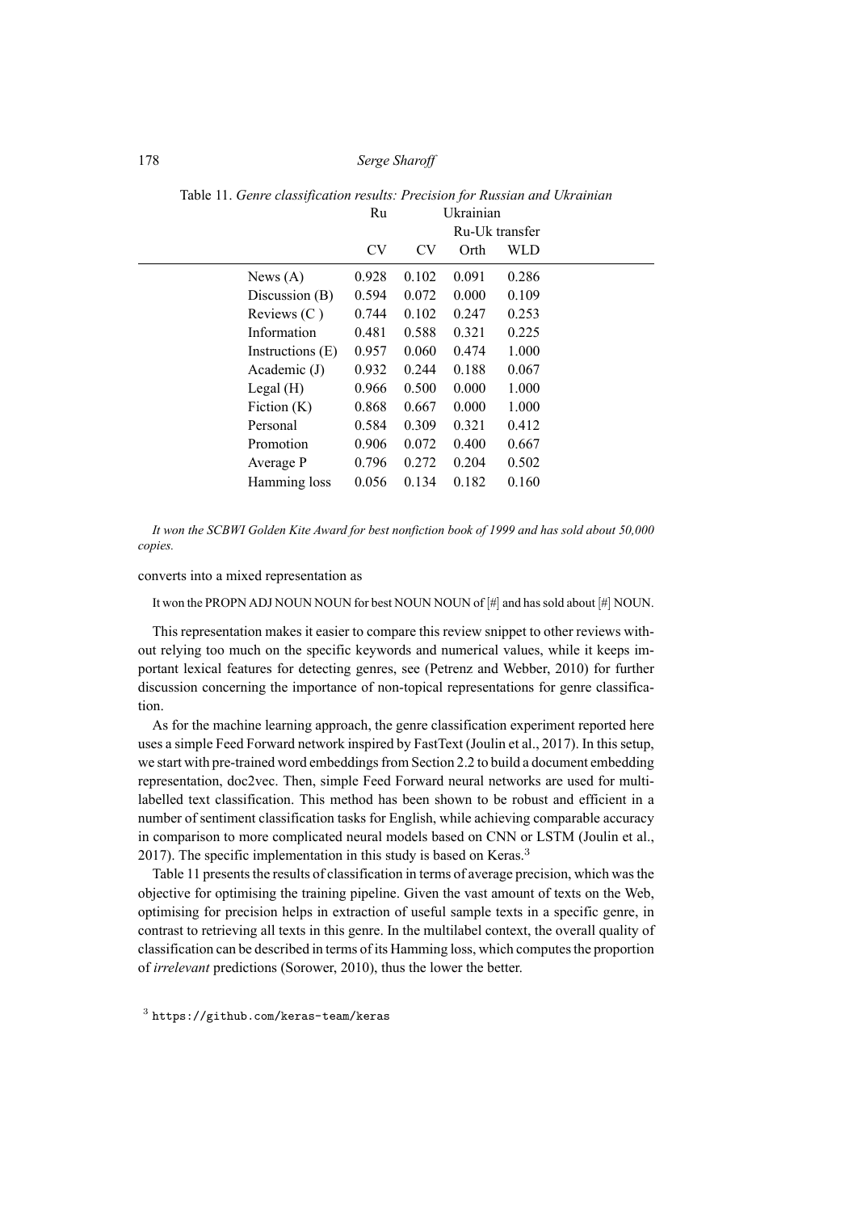Table 11. *Genre classification results: Precision for Russian and Ukrainian*

| | Ru | Ukrainian | | |
|---|---|---|---|---|
| | | | Ru-Uk transfer | |
| | CV | CV | Orth | WLD |
| News (A) | 0.928 | 0.102 | 0.091 | 0.286 |
| Discussion (B) | 0.594 | 0.072 | 0.000 | 0.109 |
| Reviews (C ) | 0.744 | 0.102 | 0.247 | 0.253 |
| Information | 0.481 | 0.588 | 0.321 | 0.225 |
| Instructions (E) | 0.957 | 0.060 | 0.474 | 1.000 |
| Academic (J) | 0.932 | 0.244 | 0.188 | 0.067 |
| Legal (H) | 0.966 | 0.500 | 0.000 | 1.000 |
| Fiction (K) | 0.868 | 0.667 | 0.000 | 1.000 |
| Personal | 0.584 | 0.309 | 0.321 | 0.412 |
| Promotion | 0.906 | 0.072 | 0.400 | 0.667 |
| Average P | 0.796 | 0.272 | 0.204 | 0.502 |
| Hamming loss | 0.056 | 0.134 | 0.182 | 0.160 |

*It won the SCBWI Golden Kite Award for best nonfiction book of 1999 and has sold about 50,000 copies.*

converts into a mixed representation as

It won the PROPN ADJ NOUN NOUN for best NOUN NOUN of [#] and has sold about [#] NOUN.

This representation makes it easier to compare this review snippet to other reviews without relying too much on the specific keywords and numerical values, while it keeps important lexical features for detecting genres, see (Petrenz and Webber, 2010) for further discussion concerning the importance of non-topical representations for genre classification.

As for the machine learning approach, the genre classification experiment reported here uses a simple Feed Forward network inspired by FastText (Joulin et al., 2017). In this setup, we start with pre-trained word embeddings from Section 2.2 to build a document embedding representation, doc2vec. Then, simple Feed Forward neural networks are used for multi-labelled text classification. This method has been shown to be robust and efficient in a number of sentiment classification tasks for English, while achieving comparable accuracy in comparison to more complicated neural models based on CNN or LSTM (Joulin et al., 2017). The specific implementation in this study is based on Keras.[3]

Table 11 presents the results of classification in terms of average precision, which was the objective for optimising the training pipeline. Given the vast amount of texts on the Web, optimising for precision helps in extraction of useful sample texts in a specific genre, in contrast to retrieving all texts in this genre. In the multilabel context, the overall quality of classification can be described in terms of its Hamming loss, which computes the proportion of *irrelevant* predictions (Sorower, 2010), thus the lower the better.

[3] `https://github.com/keras-team/keras`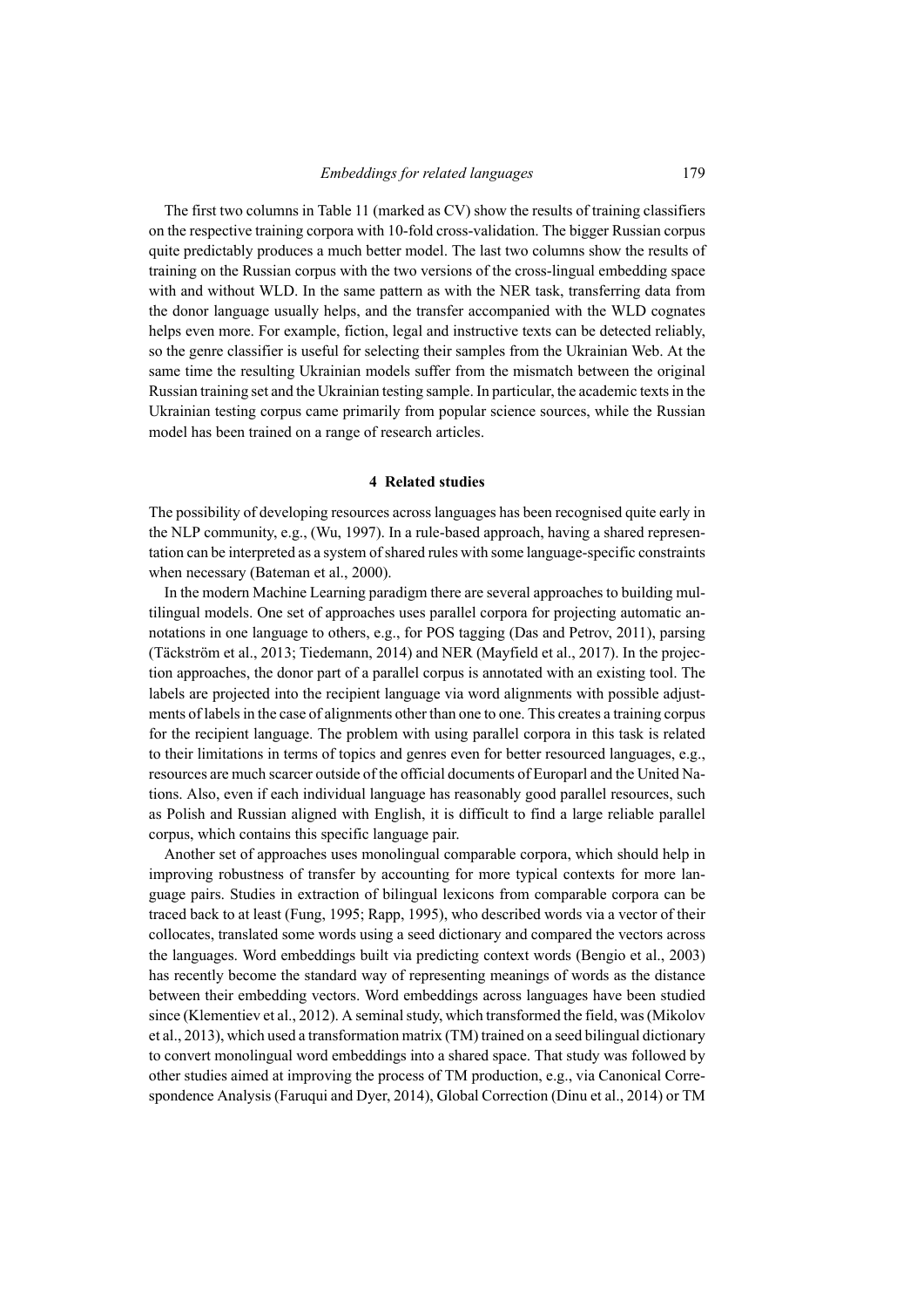The first two columns in Table 11 (marked as CV) show the results of training classifiers on the respective training corpora with 10-fold cross-validation. The bigger Russian corpus quite predictably produces a much better model. The last two columns show the results of training on the Russian corpus with the two versions of the cross-lingual embedding space with and without WLD. In the same pattern as with the NER task, transferring data from the donor language usually helps, and the transfer accompanied with the WLD cognates helps even more. For example, fiction, legal and instructive texts can be detected reliably, so the genre classifier is useful for selecting their samples from the Ukrainian Web. At the same time the resulting Ukrainian models suffer from the mismatch between the original Russian training set and the Ukrainian testing sample. In particular, the academic texts in the Ukrainian testing corpus came primarily from popular science sources, while the Russian model has been trained on a range of research articles.

## 4 Related studies

The possibility of developing resources across languages has been recognised quite early in the NLP community, e.g., (Wu, 1997). In a rule-based approach, having a shared representation can be interpreted as a system of shared rules with some language-specific constraints when necessary (Bateman et al., 2000).

In the modern Machine Learning paradigm there are several approaches to building multilingual models. One set of approaches uses parallel corpora for projecting automatic annotations in one language to others, e.g., for POS tagging (Das and Petrov, 2011), parsing (Täckström et al., 2013; Tiedemann, 2014) and NER (Mayfield et al., 2017). In the projection approaches, the donor part of a parallel corpus is annotated with an existing tool. The labels are projected into the recipient language via word alignments with possible adjustments of labels in the case of alignments other than one to one. This creates a training corpus for the recipient language. The problem with using parallel corpora in this task is related to their limitations in terms of topics and genres even for better resourced languages, e.g., resources are much scarcer outside of the official documents of Europarl and the United Nations. Also, even if each individual language has reasonably good parallel resources, such as Polish and Russian aligned with English, it is difficult to find a large reliable parallel corpus, which contains this specific language pair.

Another set of approaches uses monolingual comparable corpora, which should help in improving robustness of transfer by accounting for more typical contexts for more language pairs. Studies in extraction of bilingual lexicons from comparable corpora can be traced back to at least (Fung, 1995; Rapp, 1995), who described words via a vector of their collocates, translated some words using a seed dictionary and compared the vectors across the languages. Word embeddings built via predicting context words (Bengio et al., 2003) has recently become the standard way of representing meanings of words as the distance between their embedding vectors. Word embeddings across languages have been studied since (Klementiev et al., 2012). A seminal study, which transformed the field, was (Mikolov et al., 2013), which used a transformation matrix (TM) trained on a seed bilingual dictionary to convert monolingual word embeddings into a shared space. That study was followed by other studies aimed at improving the process of TM production, e.g., via Canonical Correspondence Analysis (Faruqui and Dyer, 2014), Global Correction (Dinu et al., 2014) or TM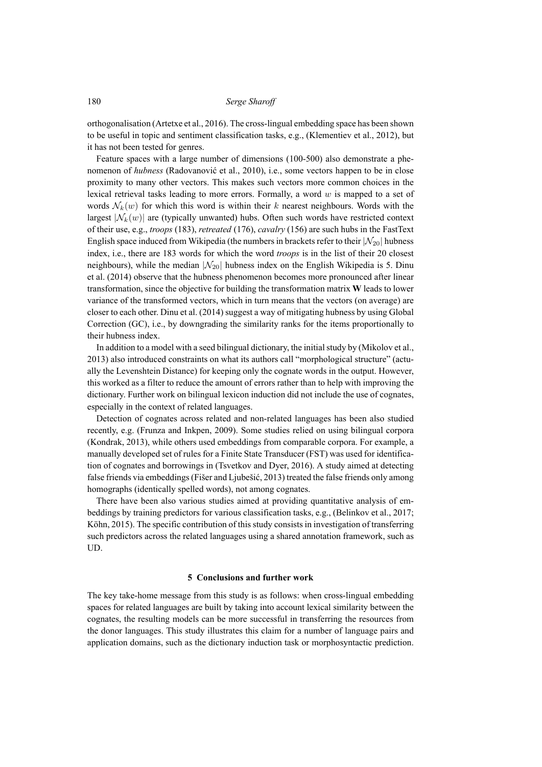orthogonalisation (Artetxe et al., 2016). The cross-lingual embedding space has been shown to be useful in topic and sentiment classification tasks, e.g., (Klementiev et al., 2012), but it has not been tested for genres.

Feature spaces with a large number of dimensions (100-500) also demonstrate a phenomenon of *hubness* (Radovanović et al., 2010), i.e., some vectors happen to be in close proximity to many other vectors. This makes such vectors more common choices in the lexical retrieval tasks leading to more errors. Formally, a word $w$ is mapped to a set of words $\mathcal{N}_k(w)$ for which this word is within their $k$ nearest neighbours. Words with the largest $|\mathcal{N}_k(w)|$ are (typically unwanted) hubs. Often such words have restricted context of their use, e.g., *troops* (183), *retreated* (176), *cavalry* (156) are such hubs in the FastText English space induced from Wikipedia (the numbers in brackets refer to their $|\mathcal{N}_{20}|$ hubness index, i.e., there are 183 words for which the word *troops* is in the list of their 20 closest neighbours), while the median $|\mathcal{N}_{20}|$ hubness index on the English Wikipedia is 5. Dinu et al. (2014) observe that the hubness phenomenon becomes more pronounced after linear transformation, since the objective for building the transformation matrix **W** leads to lower variance of the transformed vectors, which in turn means that the vectors (on average) are closer to each other. Dinu et al. (2014) suggest a way of mitigating hubness by using Global Correction (GC), i.e., by downgrading the similarity ranks for the items proportionally to their hubness index.

In addition to a model with a seed bilingual dictionary, the initial study by (Mikolov et al., 2013) also introduced constraints on what its authors call "morphological structure" (actually the Levenshtein Distance) for keeping only the cognate words in the output. However, this worked as a filter to reduce the amount of errors rather than to help with improving the dictionary. Further work on bilingual lexicon induction did not include the use of cognates, especially in the context of related languages.

Detection of cognates across related and non-related languages has been also studied recently, e.g. (Frunza and Inkpen, 2009). Some studies relied on using bilingual corpora (Kondrak, 2013), while others used embeddings from comparable corpora. For example, a manually developed set of rules for a Finite State Transducer (FST) was used for identification of cognates and borrowings in (Tsvetkov and Dyer, 2016). A study aimed at detecting false friends via embeddings (Fišer and Ljubešić, 2013) treated the false friends only among homographs (identically spelled words), not among cognates.

There have been also various studies aimed at providing quantitative analysis of embeddings by training predictors for various classification tasks, e.g., (Belinkov et al., 2017; Köhn, 2015). The specific contribution of this study consists in investigation of transferring such predictors across the related languages using a shared annotation framework, such as UD.

## 5 Conclusions and further work

The key take-home message from this study is as follows: when cross-lingual embedding spaces for related languages are built by taking into account lexical similarity between the cognates, the resulting models can be more successful in transferring the resources from the donor languages. This study illustrates this claim for a number of language pairs and application domains, such as the dictionary induction task or morphosyntactic prediction.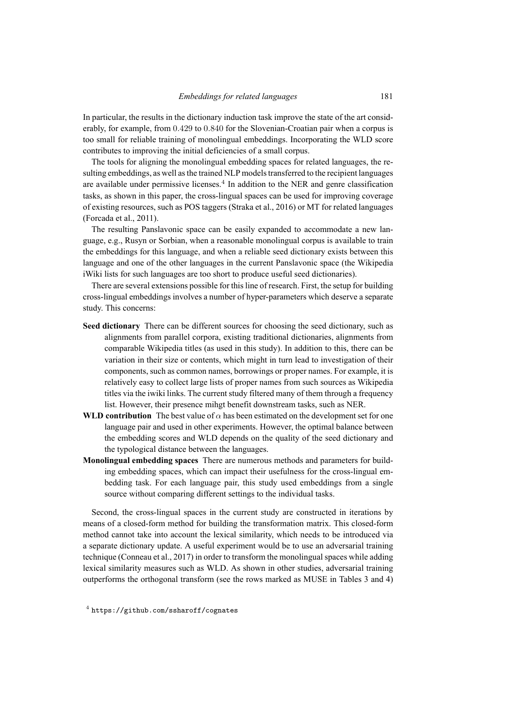In particular, the results in the dictionary induction task improve the state of the art considerably, for example, from $0.429$ to $0.840$ for the Slovenian-Croatian pair when a corpus is too small for reliable training of monolingual embeddings. Incorporating the WLD score contributes to improving the initial deficiencies of a small corpus.

The tools for aligning the monolingual embedding spaces for related languages, the resulting embeddings, as well as the trained NLP models transferred to the recipient languages are available under permissive licenses.[4] In addition to the NER and genre classification tasks, as shown in this paper, the cross-lingual spaces can be used for improving coverage of existing resources, such as POS taggers (Straka et al., 2016) or MT for related languages (Forcada et al., 2011).

The resulting Panslavonic space can be easily expanded to accommodate a new language, e.g., Rusyn or Sorbian, when a reasonable monolingual corpus is available to train the embeddings for this language, and when a reliable seed dictionary exists between this language and one of the other languages in the current Panslavonic space (the Wikipedia iWiki lists for such languages are too short to produce useful seed dictionaries).

There are several extensions possible for this line of research. First, the setup for building cross-lingual embeddings involves a number of hyper-parameters which deserve a separate study. This concerns:

**Seed dictionary** There can be different sources for choosing the seed dictionary, such as alignments from parallel corpora, existing traditional dictionaries, alignments from comparable Wikipedia titles (as used in this study). In addition to this, there can be variation in their size or contents, which might in turn lead to investigation of their components, such as common names, borrowings or proper names. For example, it is relatively easy to collect large lists of proper names from such sources as Wikipedia titles via the iwiki links. The current study filtered many of them through a frequency list. However, their presence mihgt benefit downstream tasks, such as NER.

**WLD contribution** The best value of $\alpha$ has been estimated on the development set for one language pair and used in other experiments. However, the optimal balance between the embedding scores and WLD depends on the quality of the seed dictionary and the typological distance between the languages.

**Monolingual embedding spaces** There are numerous methods and parameters for building embedding spaces, which can impact their usefulness for the cross-lingual embedding task. For each language pair, this study used embeddings from a single source without comparing different settings to the individual tasks.

Second, the cross-lingual spaces in the current study are constructed in iterations by means of a closed-form method for building the transformation matrix. This closed-form method cannot take into account the lexical similarity, which needs to be introduced via a separate dictionary update. A useful experiment would be to use an adversarial training technique (Conneau et al., 2017) in order to transform the monolingual spaces while adding lexical similarity measures such as WLD. As shown in other studies, adversarial training outperforms the orthogonal transform (see the rows marked as MUSE in Tables 3 and 4)

[4] `https://github.com/ssharoff/cognates`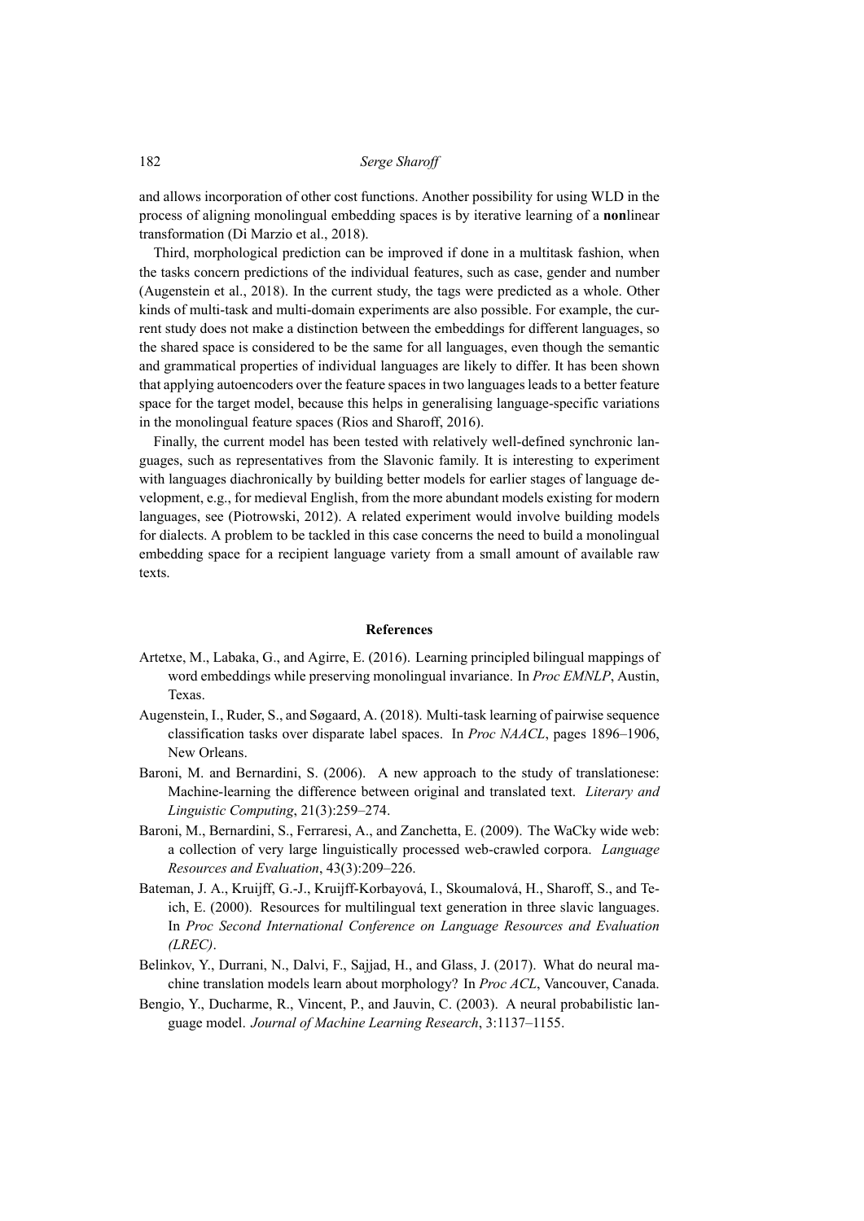and allows incorporation of other cost functions. Another possibility for using WLD in the process of aligning monolingual embedding spaces is by iterative learning of a **non**linear transformation (Di Marzio et al., 2018).

Third, morphological prediction can be improved if done in a multitask fashion, when the tasks concern predictions of the individual features, such as case, gender and number (Augenstein et al., 2018). In the current study, the tags were predicted as a whole. Other kinds of multi-task and multi-domain experiments are also possible. For example, the current study does not make a distinction between the embeddings for different languages, so the shared space is considered to be the same for all languages, even though the semantic and grammatical properties of individual languages are likely to differ. It has been shown that applying autoencoders over the feature spaces in two languages leads to a better feature space for the target model, because this helps in generalising language-specific variations in the monolingual feature spaces (Rios and Sharoff, 2016).

Finally, the current model has been tested with relatively well-defined synchronic languages, such as representatives from the Slavonic family. It is interesting to experiment with languages diachronically by building better models for earlier stages of language development, e.g., for medieval English, from the more abundant models existing for modern languages, see (Piotrowski, 2012). A related experiment would involve building models for dialects. A problem to be tackled in this case concerns the need to build a monolingual embedding space for a recipient language variety from a small amount of available raw texts.

## References

Artetxe, M., Labaka, G., and Agirre, E. (2016). Learning principled bilingual mappings of word embeddings while preserving monolingual invariance. In *Proc EMNLP*, Austin, Texas.

Augenstein, I., Ruder, S., and Søgaard, A. (2018). Multi-task learning of pairwise sequence classification tasks over disparate label spaces. In *Proc NAACL*, pages 1896–1906, New Orleans.

Baroni, M. and Bernardini, S. (2006). A new approach to the study of translationese: Machine-learning the difference between original and translated text. *Literary and Linguistic Computing*, 21(3):259–274.

Baroni, M., Bernardini, S., Ferraresi, A., and Zanchetta, E. (2009). The WaCky wide web: a collection of very large linguistically processed web-crawled corpora. *Language Resources and Evaluation*, 43(3):209–226.

Bateman, J. A., Kruijff, G.-J., Kruijff-Korbayová, I., Skoumalová, H., Sharoff, S., and Teich, E. (2000). Resources for multilingual text generation in three slavic languages. In *Proc Second International Conference on Language Resources and Evaluation (LREC)*.

Belinkov, Y., Durrani, N., Dalvi, F., Sajjad, H., and Glass, J. (2017). What do neural machine translation models learn about morphology? In *Proc ACL*, Vancouver, Canada.

Bengio, Y., Ducharme, R., Vincent, P., and Jauvin, C. (2003). A neural probabilistic language model. *Journal of Machine Learning Research*, 3:1137–1155.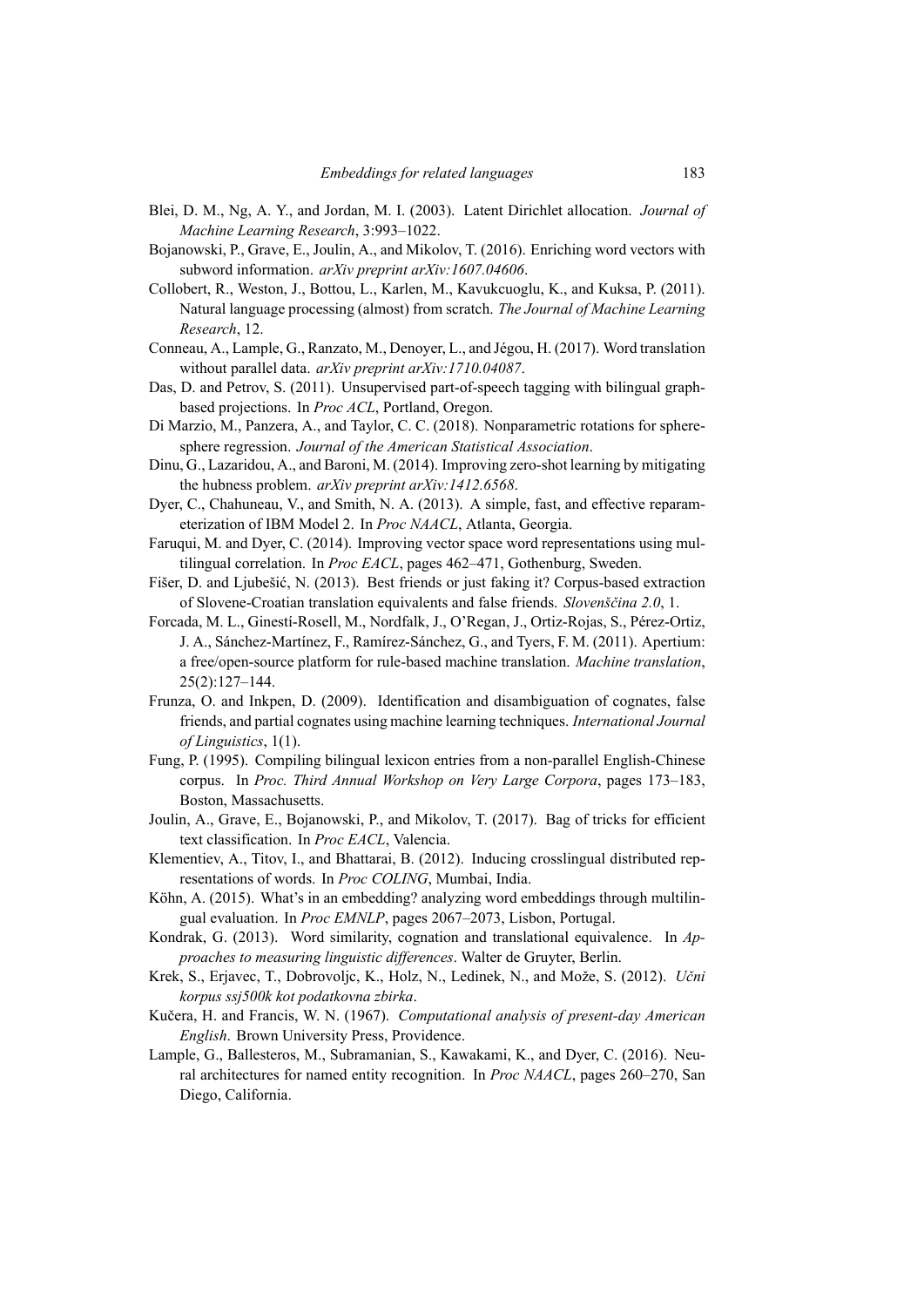Blei, D. M., Ng, A. Y., and Jordan, M. I. (2003). Latent Dirichlet allocation. *Journal of Machine Learning Research*, 3:993–1022.

Bojanowski, P., Grave, E., Joulin, A., and Mikolov, T. (2016). Enriching word vectors with subword information. *arXiv preprint arXiv:1607.04606*.

Collobert, R., Weston, J., Bottou, L., Karlen, M., Kavukcuoglu, K., and Kuksa, P. (2011). Natural language processing (almost) from scratch. *The Journal of Machine Learning Research*, 12.

Conneau, A., Lample, G., Ranzato, M., Denoyer, L., and Jégou, H. (2017). Word translation without parallel data. *arXiv preprint arXiv:1710.04087*.

Das, D. and Petrov, S. (2011). Unsupervised part-of-speech tagging with bilingual graph-based projections. In *Proc ACL*, Portland, Oregon.

Di Marzio, M., Panzera, A., and Taylor, C. C. (2018). Nonparametric rotations for sphere-sphere regression. *Journal of the American Statistical Association*.

Dinu, G., Lazaridou, A., and Baroni, M. (2014). Improving zero-shot learning by mitigating the hubness problem. *arXiv preprint arXiv:1412.6568*.

Dyer, C., Chahuneau, V., and Smith, N. A. (2013). A simple, fast, and effective reparameterization of IBM Model 2. In *Proc NAACL*, Atlanta, Georgia.

Faruqui, M. and Dyer, C. (2014). Improving vector space word representations using multilingual correlation. In *Proc EACL*, pages 462–471, Gothenburg, Sweden.

Fišer, D. and Ljubešić, N. (2013). Best friends or just faking it? Corpus-based extraction of Slovene-Croatian translation equivalents and false friends. *Slovenščina 2.0*, 1.

Forcada, M. L., Ginestí-Rosell, M., Nordfalk, J., O'Regan, J., Ortiz-Rojas, S., Pérez-Ortiz, J. A., Sánchez-Martínez, F., Ramírez-Sánchez, G., and Tyers, F. M. (2011). Apertium: a free/open-source platform for rule-based machine translation. *Machine translation*, 25(2):127–144.

Frunza, O. and Inkpen, D. (2009). Identification and disambiguation of cognates, false friends, and partial cognates using machine learning techniques. *International Journal of Linguistics*, 1(1).

Fung, P. (1995). Compiling bilingual lexicon entries from a non-parallel English-Chinese corpus. In *Proc. Third Annual Workshop on Very Large Corpora*, pages 173–183, Boston, Massachusetts.

Joulin, A., Grave, E., Bojanowski, P., and Mikolov, T. (2017). Bag of tricks for efficient text classification. In *Proc EACL*, Valencia.

Klementiev, A., Titov, I., and Bhattarai, B. (2012). Inducing crosslingual distributed representations of words. In *Proc COLING*, Mumbai, India.

Köhn, A. (2015). What's in an embedding? analyzing word embeddings through multilingual evaluation. In *Proc EMNLP*, pages 2067–2073, Lisbon, Portugal.

Kondrak, G. (2013). Word similarity, cognation and translational equivalence. In *Approaches to measuring linguistic differences*. Walter de Gruyter, Berlin.

Krek, S., Erjavec, T., Dobrovoljc, K., Holz, N., Ledinek, N., and Može, S. (2012). *Učni korpus ssj500k kot podatkovna zbirka*.

Kučera, H. and Francis, W. N. (1967). *Computational analysis of present-day American English*. Brown University Press, Providence.

Lample, G., Ballesteros, M., Subramanian, S., Kawakami, K., and Dyer, C. (2016). Neural architectures for named entity recognition. In *Proc NAACL*, pages 260–270, San Diego, California.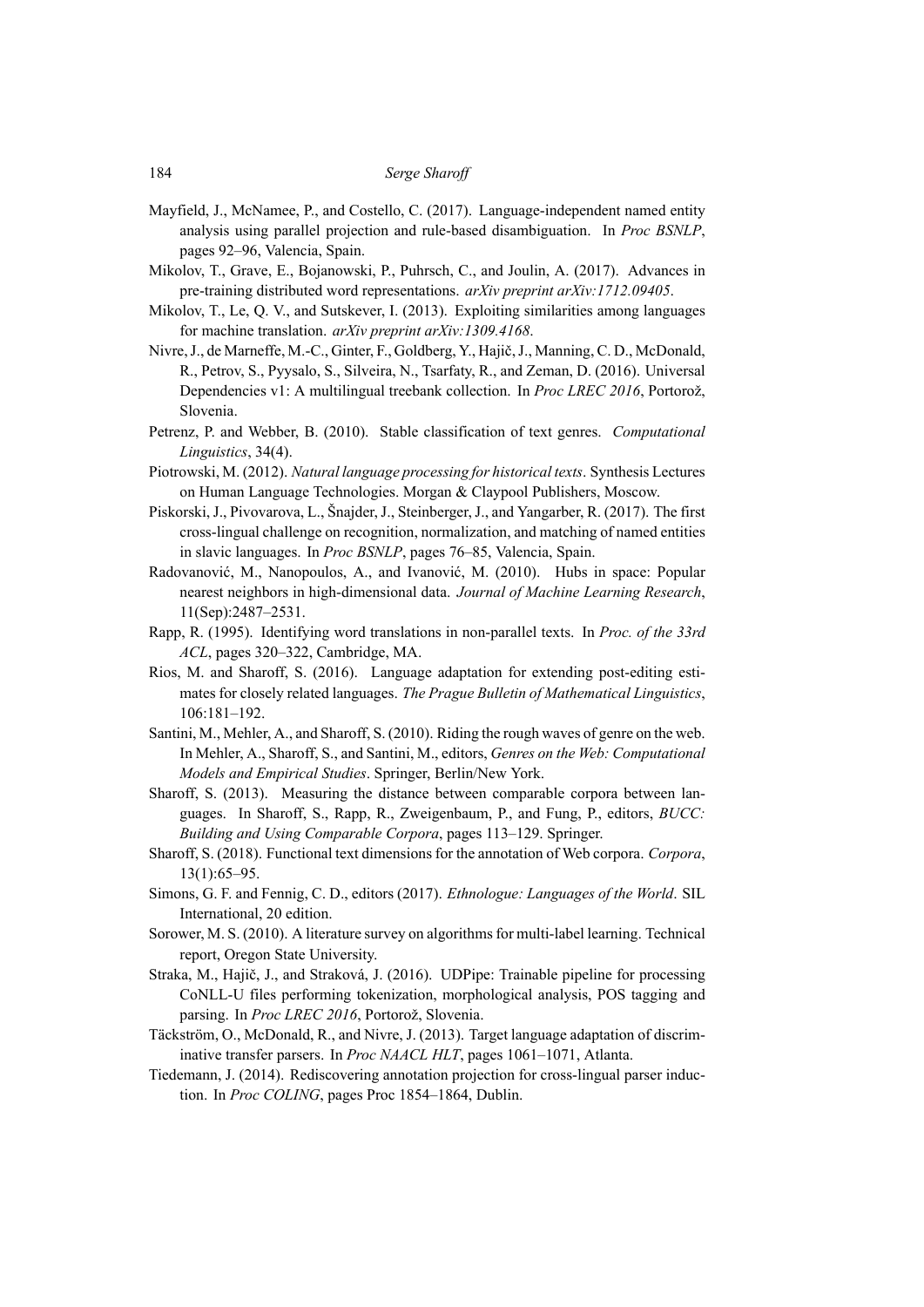Mayfield, J., McNamee, P., and Costello, C. (2017). Language-independent named entity analysis using parallel projection and rule-based disambiguation. In *Proc BSNLP*, pages 92–96, Valencia, Spain.

Mikolov, T., Grave, E., Bojanowski, P., Puhrsch, C., and Joulin, A. (2017). Advances in pre-training distributed word representations. *arXiv preprint arXiv:1712.09405*.

Mikolov, T., Le, Q. V., and Sutskever, I. (2013). Exploiting similarities among languages for machine translation. *arXiv preprint arXiv:1309.4168*.

Nivre, J., de Marneffe, M.-C., Ginter, F., Goldberg, Y., Hajič, J., Manning, C. D., McDonald, R., Petrov, S., Pyysalo, S., Silveira, N., Tsarfaty, R., and Zeman, D. (2016). Universal Dependencies v1: A multilingual treebank collection. In *Proc LREC 2016*, Portorož, Slovenia.

Petrenz, P. and Webber, B. (2010). Stable classification of text genres. *Computational Linguistics*, 34(4).

Piotrowski, M. (2012). *Natural language processing for historical texts*. Synthesis Lectures on Human Language Technologies. Morgan & Claypool Publishers, Moscow.

Piskorski, J., Pivovarova, L., Šnajder, J., Steinberger, J., and Yangarber, R. (2017). The first cross-lingual challenge on recognition, normalization, and matching of named entities in slavic languages. In *Proc BSNLP*, pages 76–85, Valencia, Spain.

Radovanović, M., Nanopoulos, A., and Ivanović, M. (2010). Hubs in space: Popular nearest neighbors in high-dimensional data. *Journal of Machine Learning Research*, 11(Sep):2487–2531.

Rapp, R. (1995). Identifying word translations in non-parallel texts. In *Proc. of the 33rd ACL*, pages 320–322, Cambridge, MA.

Rios, M. and Sharoff, S. (2016). Language adaptation for extending post-editing estimates for closely related languages. *The Prague Bulletin of Mathematical Linguistics*, 106:181–192.

Santini, M., Mehler, A., and Sharoff, S. (2010). Riding the rough waves of genre on the web. In Mehler, A., Sharoff, S., and Santini, M., editors, *Genres on the Web: Computational Models and Empirical Studies*. Springer, Berlin/New York.

Sharoff, S. (2013). Measuring the distance between comparable corpora between languages. In Sharoff, S., Rapp, R., Zweigenbaum, P., and Fung, P., editors, *BUCC: Building and Using Comparable Corpora*, pages 113–129. Springer.

Sharoff, S. (2018). Functional text dimensions for the annotation of Web corpora. *Corpora*, 13(1):65–95.

Simons, G. F. and Fennig, C. D., editors (2017). *Ethnologue: Languages of the World*. SIL International, 20 edition.

Sorower, M. S. (2010). A literature survey on algorithms for multi-label learning. Technical report, Oregon State University.

Straka, M., Hajič, J., and Straková, J. (2016). UDPipe: Trainable pipeline for processing CoNLL-U files performing tokenization, morphological analysis, POS tagging and parsing. In *Proc LREC 2016*, Portorož, Slovenia.

Täckström, O., McDonald, R., and Nivre, J. (2013). Target language adaptation of discriminative transfer parsers. In *Proc NAACL HLT*, pages 1061–1071, Atlanta.

Tiedemann, J. (2014). Rediscovering annotation projection for cross-lingual parser induction. In *Proc COLING*, pages Proc 1854–1864, Dublin.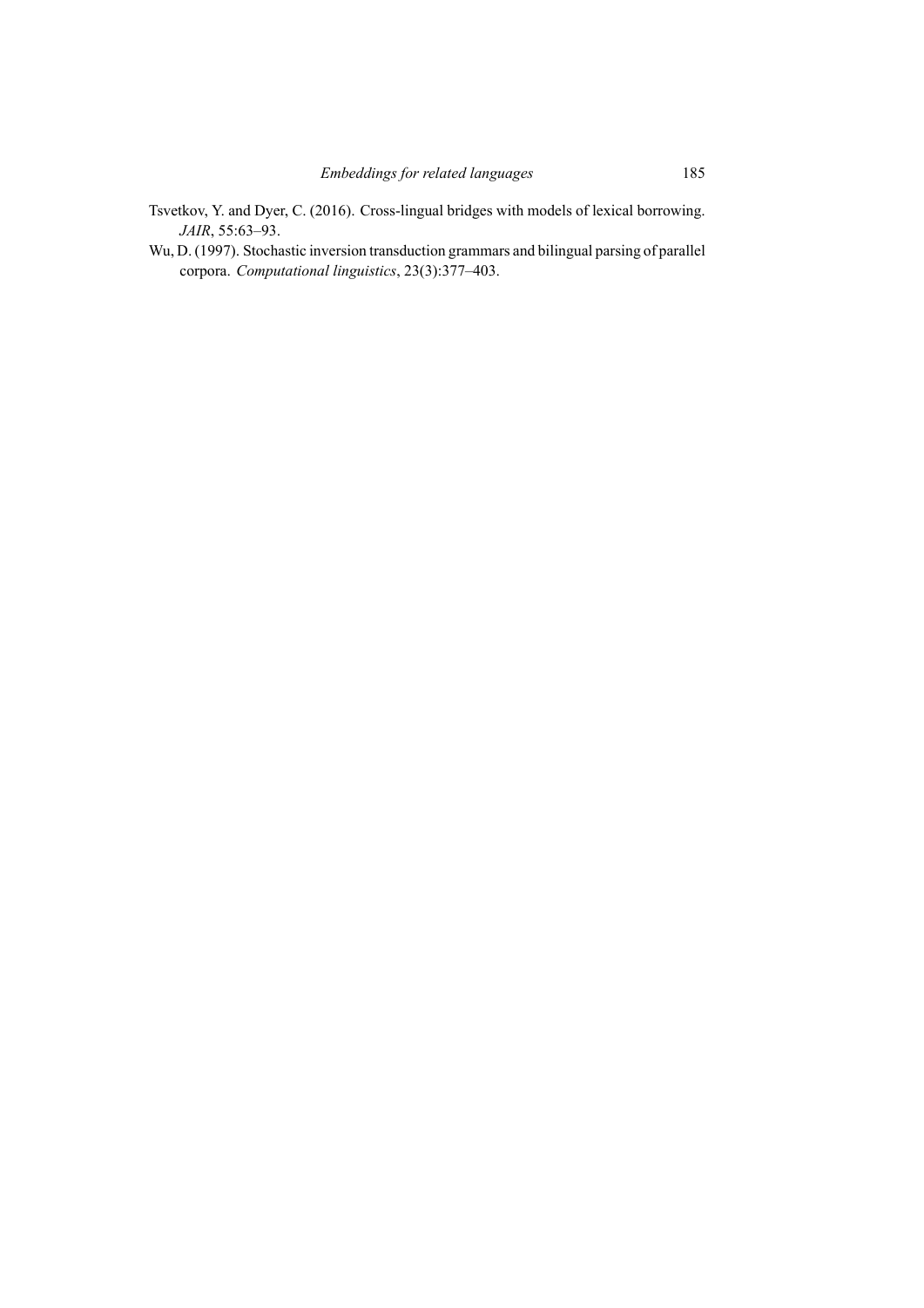Tsvetkov, Y. and Dyer, C. (2016). Cross-lingual bridges with models of lexical borrowing. *JAIR*, 55:63–93.

Wu, D. (1997). Stochastic inversion transduction grammars and bilingual parsing of parallel corpora. *Computational linguistics*, 23(3):377–403.